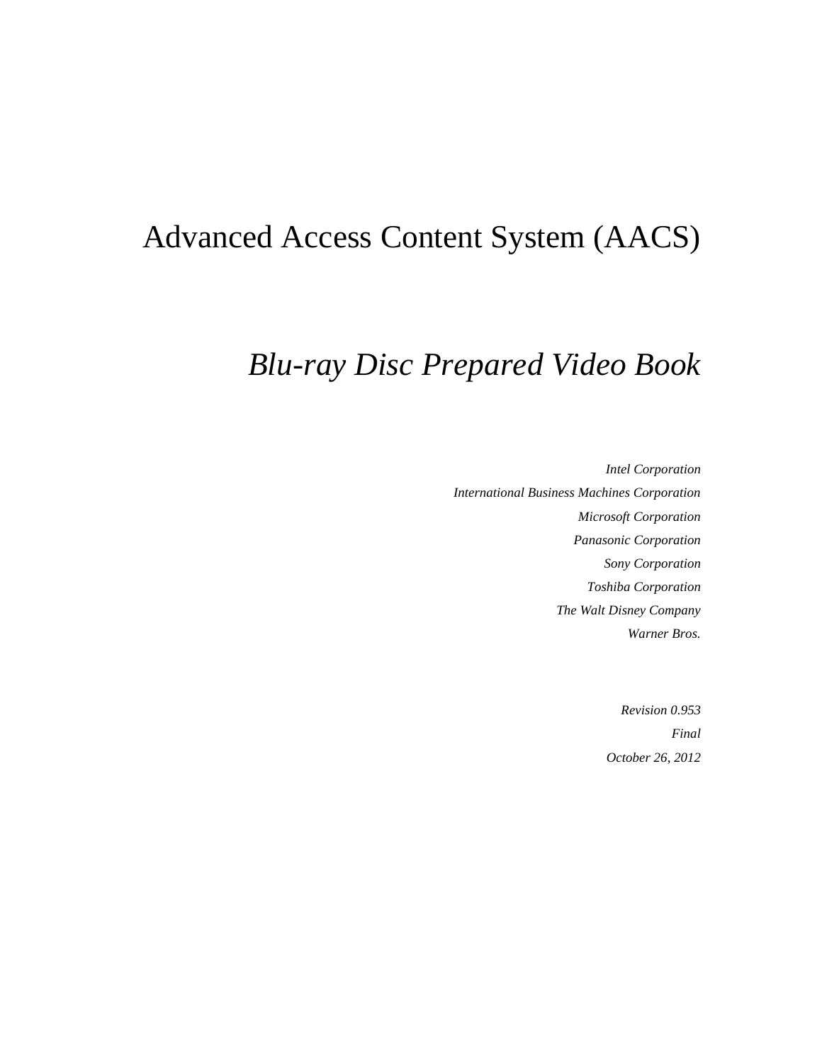# Advanced Access Content System (AACS)

## *Blu-ray Disc Prepared Video Book*

*Intel Corporation*

*International Business Machines Corporation*

*Microsoft Corporation*

*Panasonic Corporation*

*Sony Corporation*

*Toshiba Corporation*

*The Walt Disney Company*

*Warner Bros.*

*Revision 0.953*

*Final*

*October 26, 2012*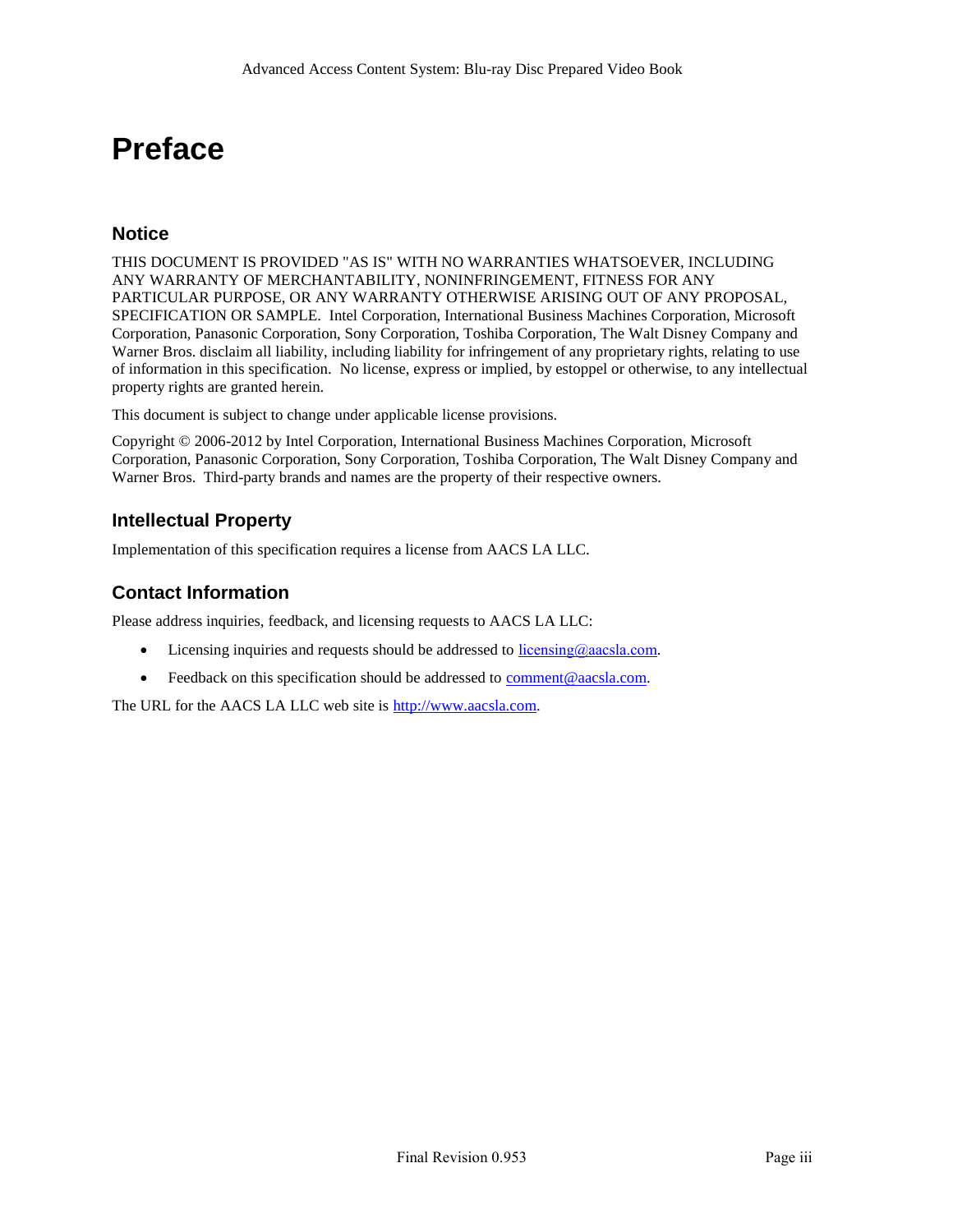# Preface

## Notice

THIS DOCUMENT IS PROVIDED "AS IS" WITH NO WARRANTIES WHATSOEVER, INCLUDING ANY WARRANTY OF MERCHANTABILITY, NONINFRINGEMENT, FITNESS FOR ANY PARTICULAR PURPOSE, OR ANY WARRANTY OTHERWISE ARISING OUT OF ANY PROPOSAL, SPECIFICATION OR SAMPLE. Intel Corporation, International Business Machines Corporation, Microsoft Corporation, Panasonic Corporation, Sony Corporation, Toshiba Corporation, The Walt Disney Company and Warner Bros. disclaim all liability, including liability for infringement of any proprietary rights, relating to use of information in this specification. No license, express or implied, by estoppel or otherwise, to any intellectual property rights are granted herein.

This document is subject to change under applicable license provisions.

Copyright © 2006-2012 by Intel Corporation, International Business Machines Corporation, Microsoft Corporation, Panasonic Corporation, Sony Corporation, Toshiba Corporation, The Walt Disney Company and Warner Bros. Third-party brands and names are the property of their respective owners.

## Intellectual Property

Implementation of this specification requires a license from AACS LA LLC.

## Contact Information

Please address inquiries, feedback, and licensing requests to AACS LA LLC:

- Licensing inquiries and requests should be addressed to licensing@aacsla.com.
- Feedback on this specification should be addressed to comment@aacsla.com.

The URL for the AACS LA LLC web site is http://www.aacsla.com.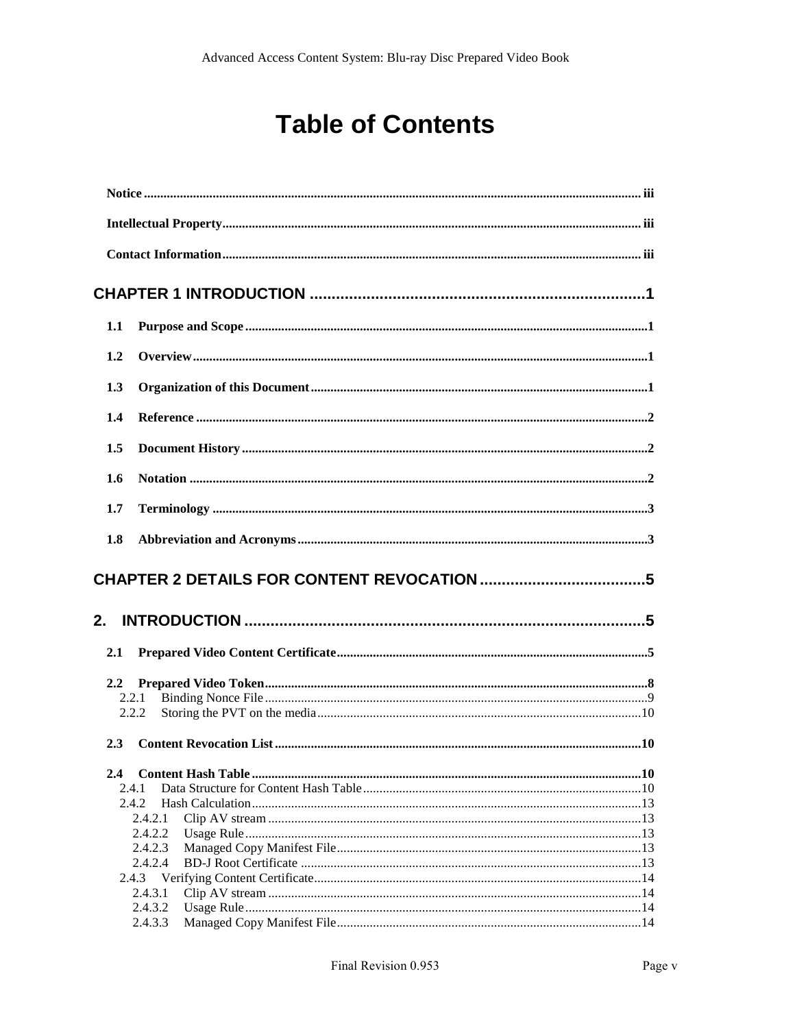# Table of Contents

**Notice** ........................................................................................................................................... iii

**Intellectual Property**................................................................................................................. iii

**Contact Information**.................................................................................................................. iii

**CHAPTER 1 INTRODUCTION** ..............................................................................1

**1.1 Purpose and Scope** ...........................................................................................................1

**1.2 Overview**...........................................................................................................................1

**1.3 Organization of this Document**........................................................................................1

**1.4 Reference** ..........................................................................................................................2

**1.5 Document History** ............................................................................................................2

**1.6 Notation** ...........................................................................................................................2

**1.7 Terminology** .....................................................................................................................3

**1.8 Abbreviation and Acronyms**............................................................................................3

**CHAPTER 2 DETAILS FOR CONTENT REVOCATION** .......................................5

**2. INTRODUCTION** ..............................................................................................5

**2.1 Prepared Video Content Certificate**.................................................................................5

**2.2 Prepared Video Token**......................................................................................................8

2.2.1 Binding Nonce File ......................................................................................................9

2.2.2 Storing the PVT on the media....................................................................................10

**2.3 Content Revocation List** .................................................................................................10

**2.4 Content Hash Table** ........................................................................................................10

2.4.1 Data Structure for Content Hash Table......................................................................10

2.4.2 Hash Calculation........................................................................................................13

2.4.2.1 Clip AV stream ...................................................................................................13

2.4.2.2 Usage Rule..........................................................................................................13

2.4.2.3 Managed Copy Manifest File..............................................................................13

2.4.2.4 BD-J Root Certificate .........................................................................................13

2.4.3 Verifying Content Certificate.....................................................................................14

2.4.3.1 Clip AV stream ...................................................................................................14

2.4.3.2 Usage Rule..........................................................................................................14

2.4.3.3 Managed Copy Manifest File..............................................................................14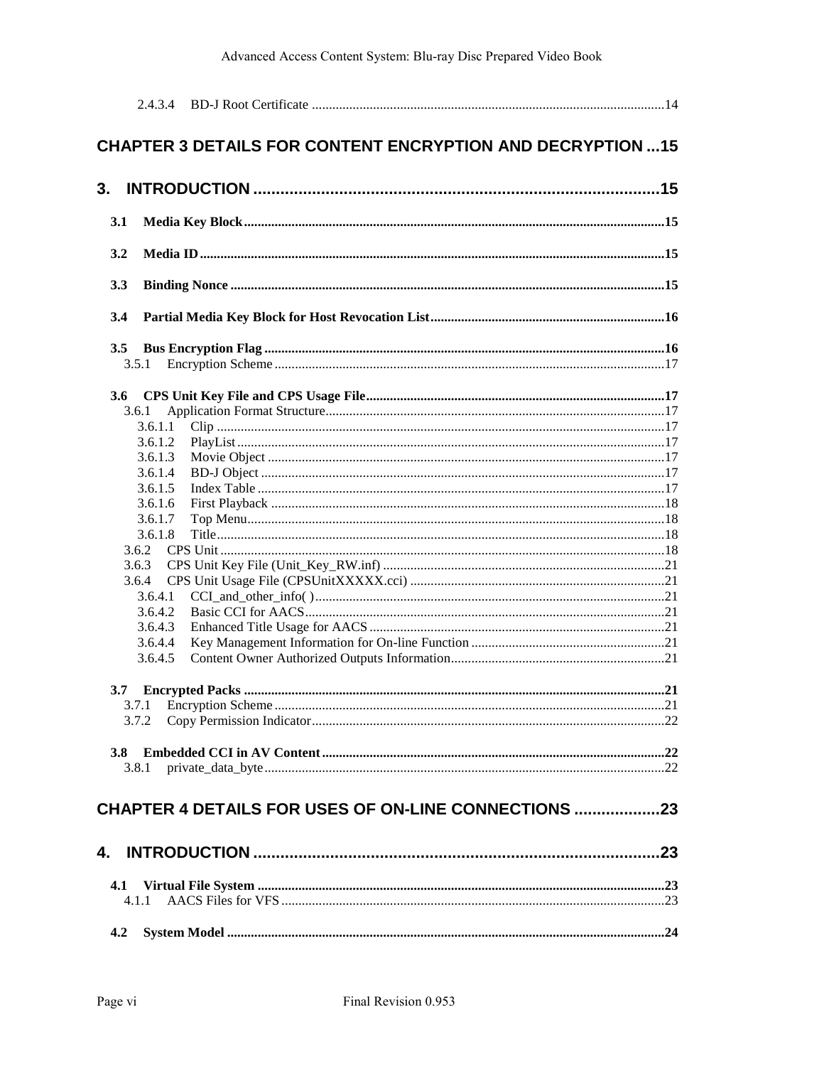2.4.3.4 BD-J Root Certificate ....................................................................................................14

**CHAPTER 3 DETAILS FOR CONTENT ENCRYPTION AND DECRYPTION ...15**

**3. INTRODUCTION ..........................................................................................15**

**3.1 Media Key Block..........................................................................................................................15**

**3.2 Media ID.......................................................................................................................................15**

**3.3 Binding Nonce ..............................................................................................................................15**

**3.4 Partial Media Key Block for Host Revocation List....................................................................16**

**3.5 Bus Encryption Flag ....................................................................................................................16**

3.5.1 Encryption Scheme .................................................................................................................17

**3.6 CPS Unit Key File and CPS Usage File.......................................................................................17**

3.6.1 Application Format Structure..................................................................................................17

3.6.1.1 Clip ..................................................................................................................................17

3.6.1.2 PlayList............................................................................................................................17

3.6.1.3 Movie Object ...................................................................................................................17

3.6.1.4 BD-J Object .....................................................................................................................17

3.6.1.5 Index Table ......................................................................................................................17

3.6.1.6 First Playback ..................................................................................................................18

3.6.1.7 Top Menu.........................................................................................................................18

3.6.1.8 Title..................................................................................................................................18

3.6.2 CPS Unit .................................................................................................................................18

3.6.3 CPS Unit Key File (Unit_Key_RW.inf) .................................................................................21

3.6.4 CPS Unit Usage File (CPSUnitXXXXX.cci) ..........................................................................21

3.6.4.1 CCI_and_other_info( ).....................................................................................................21

3.6.4.2 Basic CCI for AACS........................................................................................................21

3.6.4.3 Enhanced Title Usage for AACS .....................................................................................21

3.6.4.4 Key Management Information for On-line Function ........................................................21

3.6.4.5 Content Owner Authorized Outputs Information..............................................................21

**3.7 Encrypted Packs ..........................................................................................................................21**

3.7.1 Encryption Scheme .................................................................................................................21

3.7.2 Copy Permission Indicator......................................................................................................22

**3.8 Embedded CCI in AV Content....................................................................................................22**

3.8.1 private_data_byte....................................................................................................................22

**CHAPTER 4 DETAILS FOR USES OF ON-LINE CONNECTIONS ...................23**

**4. INTRODUCTION ..........................................................................................23**

**4.1 Virtual File System ......................................................................................................................23**

4.1.1 AACS Files for VFS ...............................................................................................................23

**4.2 System Model ...............................................................................................................................24**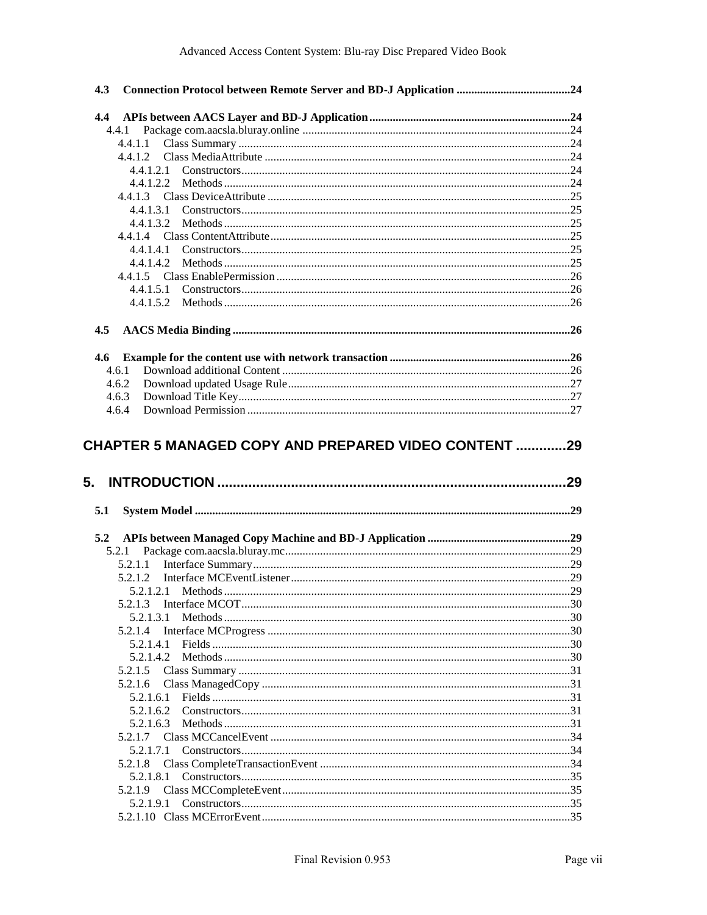**4.3 Connection Protocol between Remote Server and BD-J Application .......................................24**

**4.4 APIs between AACS Layer and BD-J Application.....................................................................24**

4.4.1 Package com.aacsla.bluray.online ...........................................................................................24

4.4.1.1 Class Summary .................................................................................................24

4.4.1.2 Class MediaAttribute ........................................................................................24

4.4.1.2.1 Constructors................................................................................................24

4.4.1.2.2 Methods......................................................................................................24

4.4.1.3 Class DeviceAttribute .......................................................................................25

4.4.1.3.1 Constructors................................................................................................25

4.4.1.3.2 Methods......................................................................................................25

4.4.1.4 Class ContentAttribute......................................................................................25

4.4.1.4.1 Constructors................................................................................................25

4.4.1.4.2 Methods......................................................................................................25

4.4.1.5 Class EnablePermission....................................................................................26

4.4.1.5.1 Constructors................................................................................................26

4.4.1.5.2 Methods......................................................................................................26

**4.5 AACS Media Binding ...................................................................................................................26**

**4.6 Example for the content use with network transaction .............................................................26**

4.6.1 Download additional Content ..................................................................................................26

4.6.2 Download updated Usage Rule................................................................................................27

4.6.3 Download Title Key.................................................................................................................27

4.6.4 Download Permission ..............................................................................................................27

# CHAPTER 5 MANAGED COPY AND PREPARED VIDEO CONTENT .............29

# 5. INTRODUCTION ..........................................................................................29

**5.1 System Model ................................................................................................................................29**

**5.2 APIs between Managed Copy Machine and BD-J Application .................................................29**

5.2.1 Package com.aacsla.bluray.mc.................................................................................................29

5.2.1.1 Interface Summary............................................................................................29

5.2.1.2 Interface MCEventListener...............................................................................29

5.2.1.2.1 Methods......................................................................................................29

5.2.1.3 Interface MCOT................................................................................................30

5.2.1.3.1 Methods......................................................................................................30

5.2.1.4 Interface MCProgress .......................................................................................30

5.2.1.4.1 Fields ..........................................................................................................30

5.2.1.4.2 Methods......................................................................................................30

5.2.1.5 Class Summary .................................................................................................31

5.2.1.6 Class ManagedCopy .........................................................................................31

5.2.1.6.1 Fields ..........................................................................................................31

5.2.1.6.2 Constructors................................................................................................31

5.2.1.6.3 Methods......................................................................................................31

5.2.1.7 Class MCCancelEvent ......................................................................................34

5.2.1.7.1 Constructors................................................................................................34

5.2.1.8 Class CompleteTransactionEvent .....................................................................34

5.2.1.8.1 Constructors................................................................................................35

5.2.1.9 Class MCCompleteEvent..................................................................................35

5.2.1.9.1 Constructors................................................................................................35

5.2.1.10 Class MCErrorEvent.........................................................................................35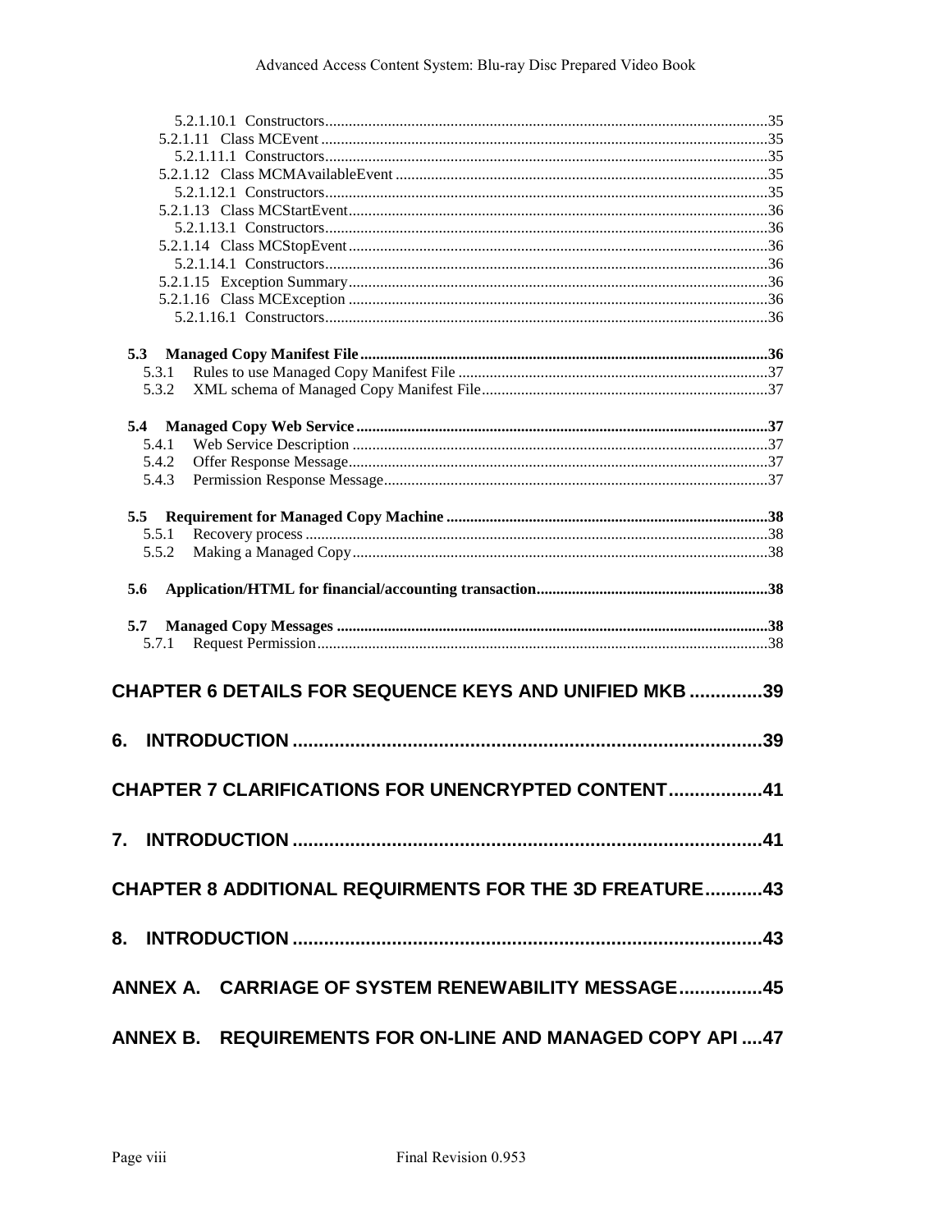5.2.1.10.1 Constructors....................................................................................................35
5.2.1.11 Class MCEvent ....................................................................................................35
5.2.1.11.1 Constructors....................................................................................................35
5.2.1.12 Class MCMAvailableEvent ..................................................................................35
5.2.1.12.1 Constructors....................................................................................................35
5.2.1.13 Class MCStartEvent..............................................................................................36
5.2.1.13.1 Constructors....................................................................................................36
5.2.1.14 Class MCStopEvent..............................................................................................36
5.2.1.14.1 Constructors....................................................................................................36
5.2.1.15 Exception Summary..............................................................................................36
5.2.1.16 Class MCException ..............................................................................................36
5.2.1.16.1 Constructors....................................................................................................36

**5.3 Managed Copy Manifest File.........................................................................................36**
5.3.1 Rules to use Managed Copy Manifest File ................................................................37
5.3.2 XML schema of Managed Copy Manifest File...........................................................37

**5.4 Managed Copy Web Service..........................................................................................37**
5.4.1 Web Service Description ............................................................................................37
5.4.2 Offer Response Message............................................................................................37
5.4.3 Permission Response Message...................................................................................37

**5.5 Requirement for Managed Copy Machine ....................................................................38**
5.5.1 Recovery process ........................................................................................................38
5.5.2 Making a Managed Copy............................................................................................38

**5.6 Application/HTML for financial/accounting transaction.............................................38**

**5.7 Managed Copy Messages ..............................................................................................38**
5.7.1 Request Permission.....................................................................................................38

**CHAPTER 6 DETAILS FOR SEQUENCE KEYS AND UNIFIED MKB ..............39**

**6. INTRODUCTION ..........................................................................................39**

**CHAPTER 7 CLARIFICATIONS FOR UNENCRYPTED CONTENT..................41**

**7. INTRODUCTION ..........................................................................................41**

**CHAPTER 8 ADDITIONAL REQUIRMENTS FOR THE 3D FREATURE...........43**

**8. INTRODUCTION ..........................................................................................43**

**ANNEX A. CARRIAGE OF SYSTEM RENEWABILITY MESSAGE................45**

**ANNEX B. REQUIREMENTS FOR ON-LINE AND MANAGED COPY API ....47**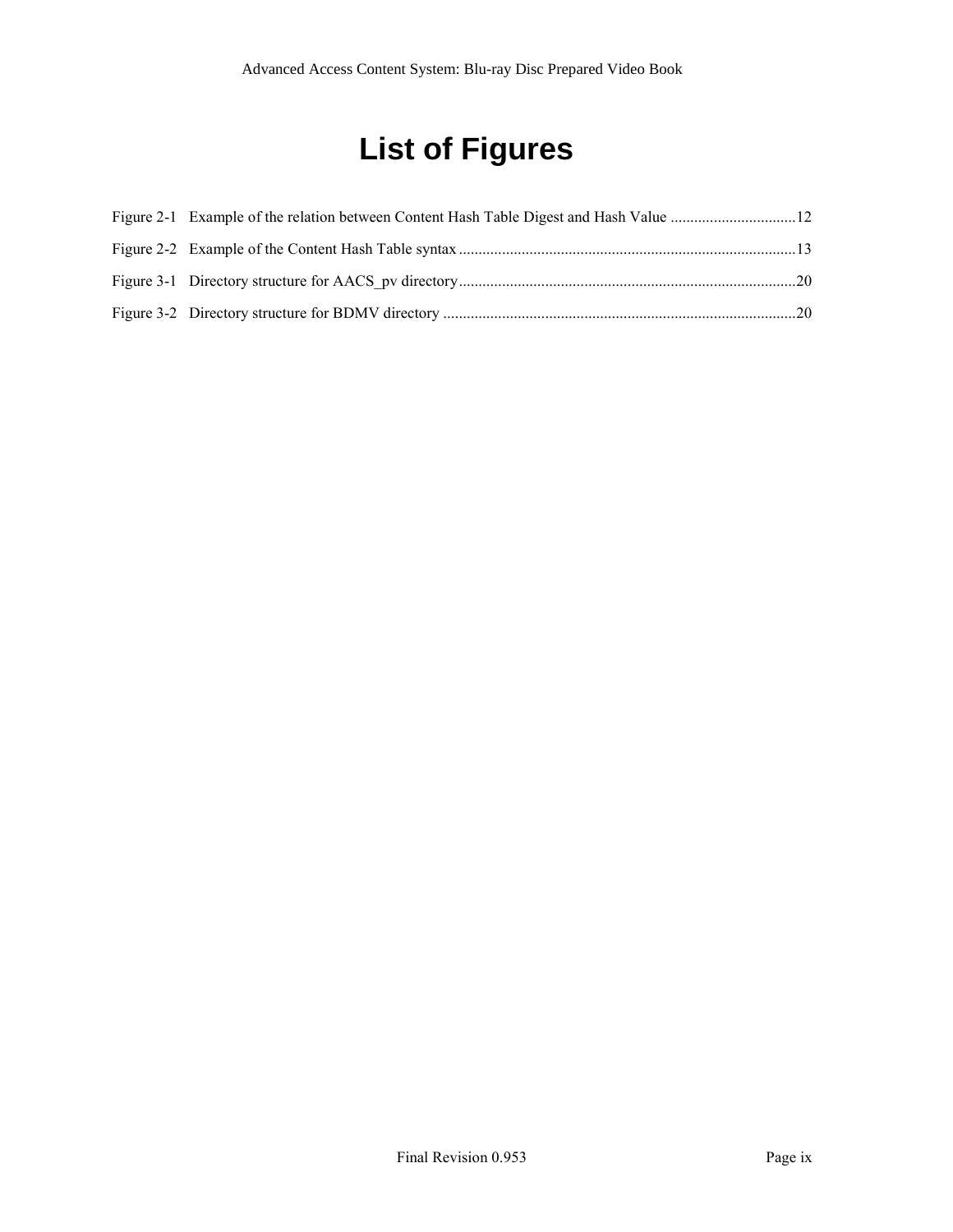# List of Figures

Figure 2-1 Example of the relation between Content Hash Table Digest and Hash Value ................................12

Figure 2-2 Example of the Content Hash Table syntax .....................................................................................13

Figure 3-1 Directory structure for AACS_pv directory.....................................................................................20

Figure 3-2 Directory structure for BDMV directory .........................................................................................20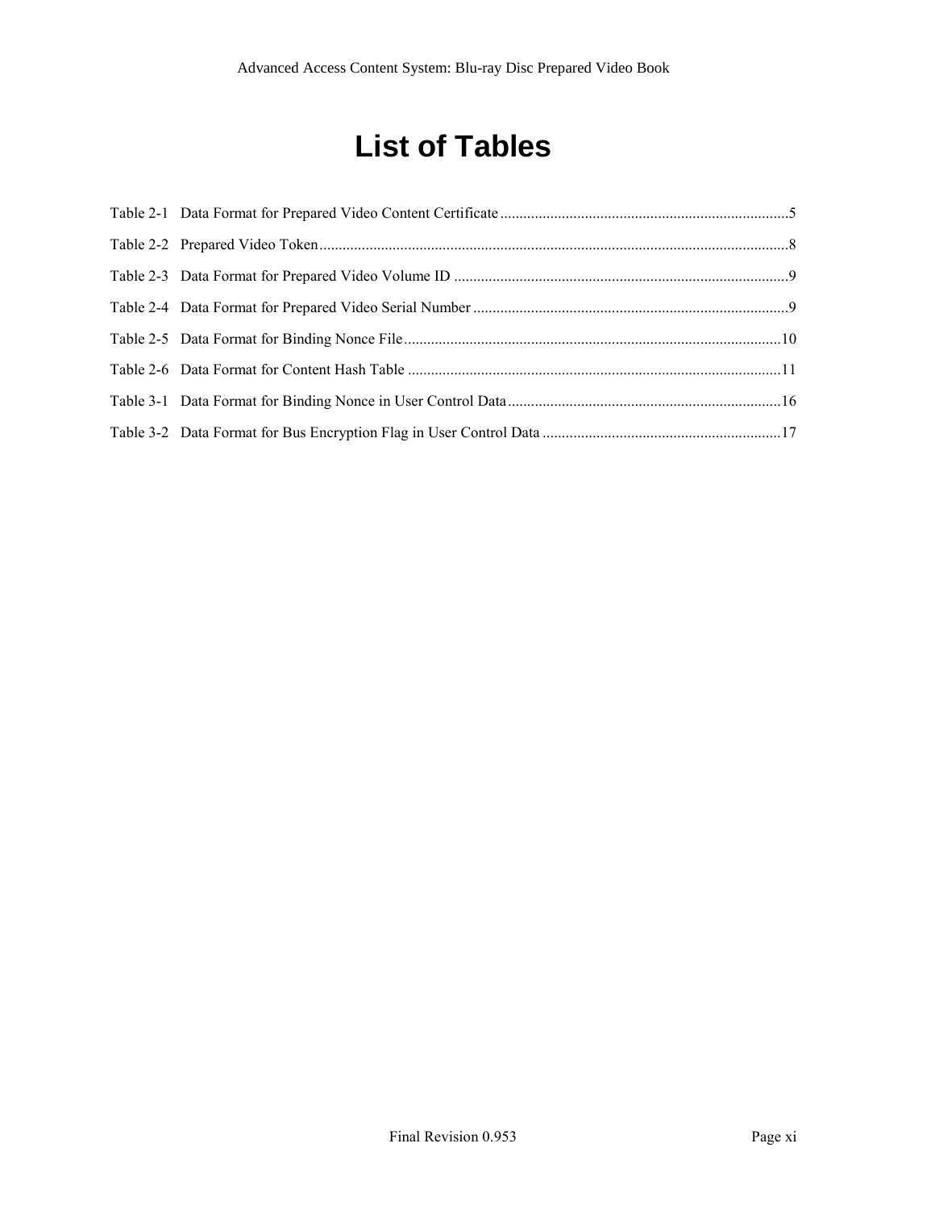# List of Tables

Table 2-1 Data Format for Prepared Video Content Certificate ..........5

Table 2-2 Prepared Video Token ..........8

Table 2-3 Data Format for Prepared Video Volume ID ..........9

Table 2-4 Data Format for Prepared Video Serial Number ..........9

Table 2-5 Data Format for Binding Nonce File ..........10

Table 2-6 Data Format for Content Hash Table ..........11

Table 3-1 Data Format for Binding Nonce in User Control Data ..........16

Table 3-2 Data Format for Bus Encryption Flag in User Control Data ..........17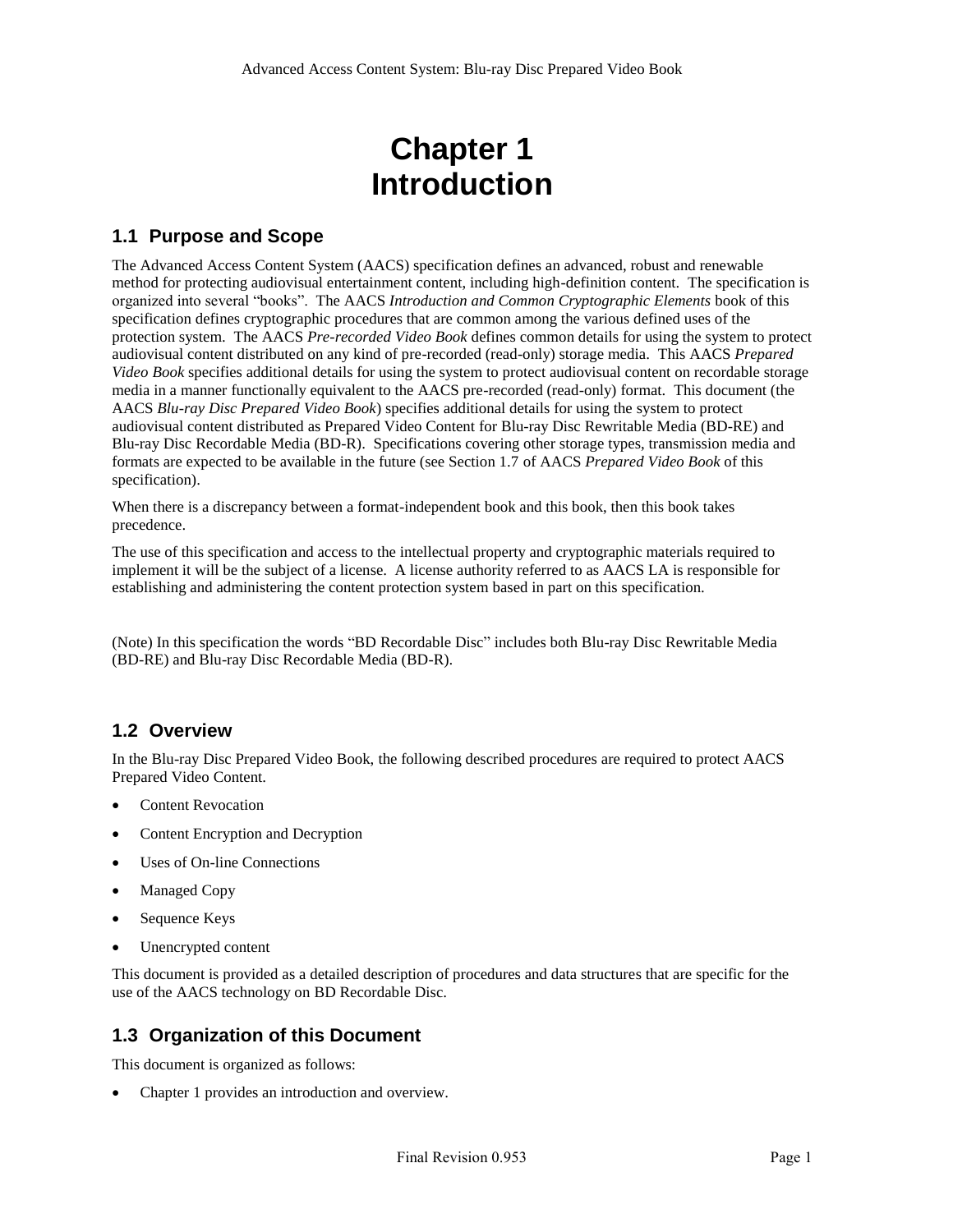# Chapter 1
# Introduction

## 1.1 Purpose and Scope

The Advanced Access Content System (AACS) specification defines an advanced, robust and renewable method for protecting audiovisual entertainment content, including high-definition content. The specification is organized into several "books". The AACS *Introduction and Common Cryptographic Elements* book of this specification defines cryptographic procedures that are common among the various defined uses of the protection system. The AACS *Pre-recorded Video Book* defines common details for using the system to protect audiovisual content distributed on any kind of pre-recorded (read-only) storage media. This AACS *Prepared Video Book* specifies additional details for using the system to protect audiovisual content on recordable storage media in a manner functionally equivalent to the AACS pre-recorded (read-only) format. This document (the AACS *Blu-ray Disc Prepared Video Book*) specifies additional details for using the system to protect audiovisual content distributed as Prepared Video Content for Blu-ray Disc Rewritable Media (BD-RE) and Blu-ray Disc Recordable Media (BD-R). Specifications covering other storage types, transmission media and formats are expected to be available in the future (see Section 1.7 of AACS *Prepared Video Book* of this specification).

When there is a discrepancy between a format-independent book and this book, then this book takes precedence.

The use of this specification and access to the intellectual property and cryptographic materials required to implement it will be the subject of a license. A license authority referred to as AACS LA is responsible for establishing and administering the content protection system based in part on this specification.

(Note) In this specification the words "BD Recordable Disc" includes both Blu-ray Disc Rewritable Media (BD-RE) and Blu-ray Disc Recordable Media (BD-R).

## 1.2 Overview

In the Blu-ray Disc Prepared Video Book, the following described procedures are required to protect AACS Prepared Video Content.

- Content Revocation
- Content Encryption and Decryption
- Uses of On-line Connections
- Managed Copy
- Sequence Keys
- Unencrypted content

This document is provided as a detailed description of procedures and data structures that are specific for the use of the AACS technology on BD Recordable Disc.

## 1.3 Organization of this Document

This document is organized as follows:

- Chapter 1 provides an introduction and overview.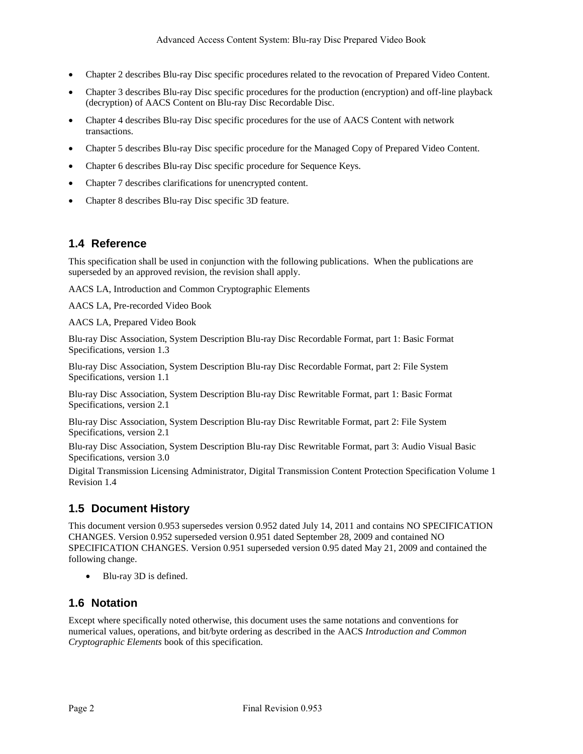- Chapter 2 describes Blu-ray Disc specific procedures related to the revocation of Prepared Video Content.
- Chapter 3 describes Blu-ray Disc specific procedures for the production (encryption) and off-line playback (decryption) of AACS Content on Blu-ray Disc Recordable Disc.
- Chapter 4 describes Blu-ray Disc specific procedures for the use of AACS Content with network transactions.
- Chapter 5 describes Blu-ray Disc specific procedure for the Managed Copy of Prepared Video Content.
- Chapter 6 describes Blu-ray Disc specific procedure for Sequence Keys.
- Chapter 7 describes clarifications for unencrypted content.
- Chapter 8 describes Blu-ray Disc specific 3D feature.

## 1.4 Reference

This specification shall be used in conjunction with the following publications. When the publications are superseded by an approved revision, the revision shall apply.

AACS LA, Introduction and Common Cryptographic Elements

AACS LA, Pre-recorded Video Book

AACS LA, Prepared Video Book

Blu-ray Disc Association, System Description Blu-ray Disc Recordable Format, part 1: Basic Format Specifications, version 1.3

Blu-ray Disc Association, System Description Blu-ray Disc Recordable Format, part 2: File System Specifications, version 1.1

Blu-ray Disc Association, System Description Blu-ray Disc Rewritable Format, part 1: Basic Format Specifications, version 2.1

Blu-ray Disc Association, System Description Blu-ray Disc Rewritable Format, part 2: File System Specifications, version 2.1

Blu-ray Disc Association, System Description Blu-ray Disc Rewritable Format, part 3: Audio Visual Basic Specifications, version 3.0

Digital Transmission Licensing Administrator, Digital Transmission Content Protection Specification Volume 1 Revision 1.4

## 1.5 Document History

This document version 0.953 supersedes version 0.952 dated July 14, 2011 and contains NO SPECIFICATION CHANGES. Version 0.952 superseded version 0.951 dated September 28, 2009 and contained NO SPECIFICATION CHANGES. Version 0.951 superseded version 0.95 dated May 21, 2009 and contained the following change.

- Blu-ray 3D is defined.

## 1.6 Notation

Except where specifically noted otherwise, this document uses the same notations and conventions for numerical values, operations, and bit/byte ordering as described in the AACS *Introduction and Common Cryptographic Elements* book of this specification.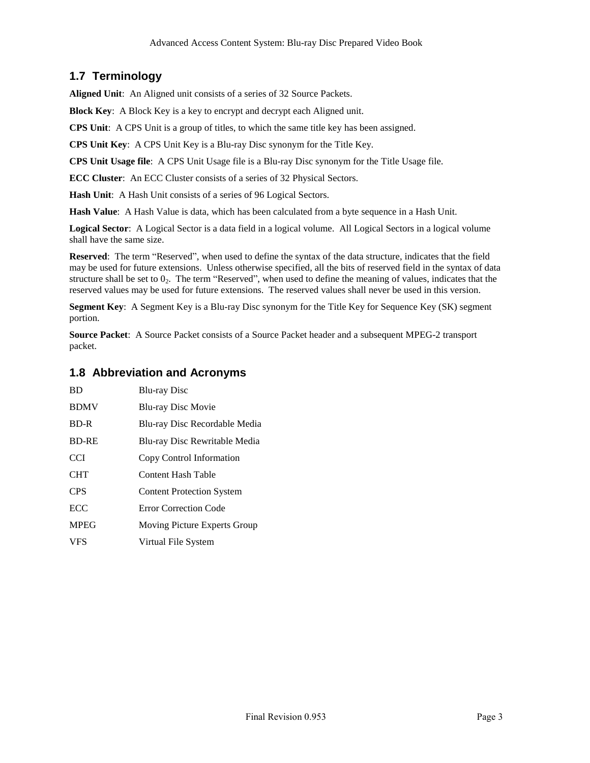## 1.7 Terminology

**Aligned Unit**: An Aligned unit consists of a series of 32 Source Packets.

**Block Key**: A Block Key is a key to encrypt and decrypt each Aligned unit.

**CPS Unit**: A CPS Unit is a group of titles, to which the same title key has been assigned.

**CPS Unit Key**: A CPS Unit Key is a Blu-ray Disc synonym for the Title Key.

**CPS Unit Usage file**: A CPS Unit Usage file is a Blu-ray Disc synonym for the Title Usage file.

**ECC Cluster**: An ECC Cluster consists of a series of 32 Physical Sectors.

**Hash Unit**: A Hash Unit consists of a series of 96 Logical Sectors.

**Hash Value**: A Hash Value is data, which has been calculated from a byte sequence in a Hash Unit.

**Logical Sector**: A Logical Sector is a data field in a logical volume. All Logical Sectors in a logical volume shall have the same size.

**Reserved**: The term "Reserved", when used to define the syntax of the data structure, indicates that the field may be used for future extensions. Unless otherwise specified, all the bits of reserved field in the syntax of data structure shall be set to $0_2$. The term "Reserved", when used to define the meaning of values, indicates that the reserved values may be used for future extensions. The reserved values shall never be used in this version.

**Segment Key**: A Segment Key is a Blu-ray Disc synonym for the Title Key for Sequence Key (SK) segment portion.

**Source Packet**: A Source Packet consists of a Source Packet header and a subsequent MPEG-2 transport packet.

## 1.8 Abbreviation and Acronyms

| | |
|---|---|
| BD | Blu-ray Disc |
| BDMV | Blu-ray Disc Movie |
| BD-R | Blu-ray Disc Recordable Media |
| BD-RE | Blu-ray Disc Rewritable Media |
| CCI | Copy Control Information |
| CHT | Content Hash Table |
| CPS | Content Protection System |
| ECC | Error Correction Code |
| MPEG | Moving Picture Experts Group |
| VFS | Virtual File System |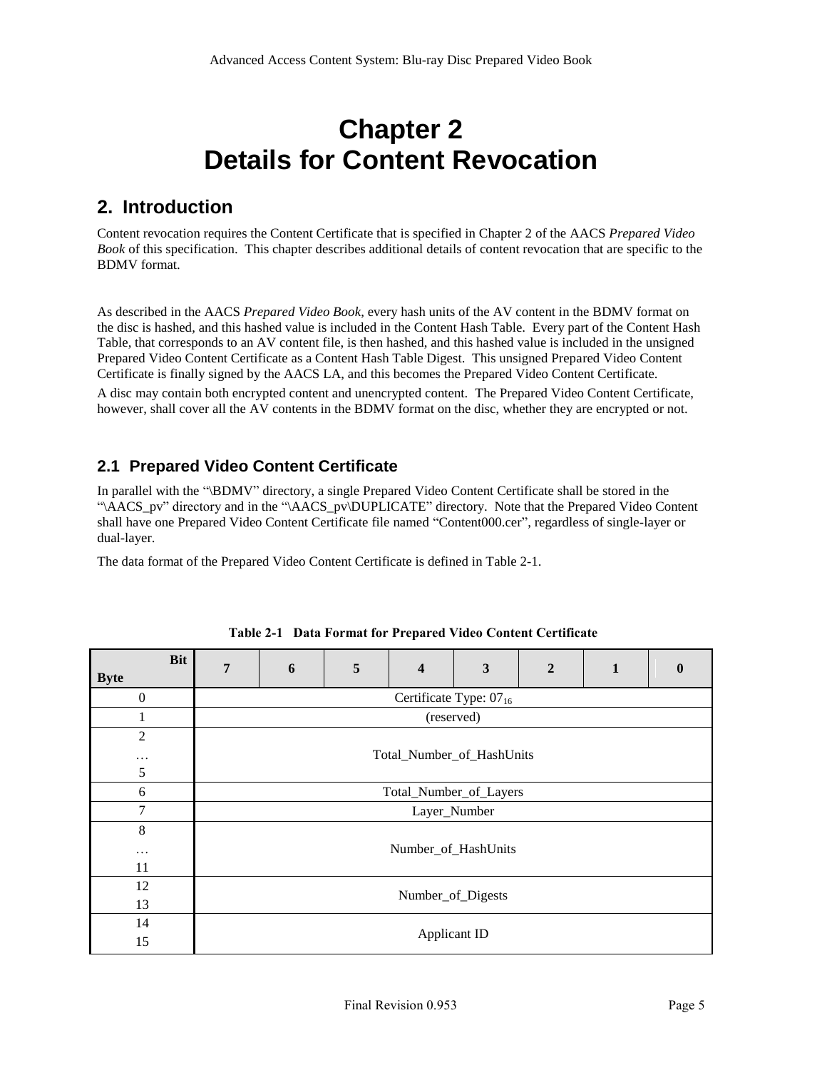# Chapter 2
# Details for Content Revocation

## 2. Introduction

Content revocation requires the Content Certificate that is specified in Chapter 2 of the AACS *Prepared Video Book* of this specification. This chapter describes additional details of content revocation that are specific to the BDMV format.

As described in the AACS *Prepared Video Book*, every hash units of the AV content in the BDMV format on the disc is hashed, and this hashed value is included in the Content Hash Table. Every part of the Content Hash Table, that corresponds to an AV content file, is then hashed, and this hashed value is included in the unsigned Prepared Video Content Certificate as a Content Hash Table Digest. This unsigned Prepared Video Content Certificate is finally signed by the AACS LA, and this becomes the Prepared Video Content Certificate.

A disc may contain both encrypted content and unencrypted content. The Prepared Video Content Certificate, however, shall cover all the AV contents in the BDMV format on the disc, whether they are encrypted or not.

### 2.1 Prepared Video Content Certificate

In parallel with the "\BDMV" directory, a single Prepared Video Content Certificate shall be stored in the "\AACS_pv" directory and in the "\AACS_pv\DUPLICATE" directory. Note that the Prepared Video Content shall have one Prepared Video Content Certificate file named "Content000.cer", regardless of single-layer or dual-layer.

The data format of the Prepared Video Content Certificate is defined in Table 2-1.

**Table 2-1 Data Format for Prepared Video Content Certificate**

| Byte \ Bit | 7 | 6 | 5 | 4 | 3 | 2 | 1 | 0 |
|---|---|---|---|---|---|---|---|---|
| 0 | Certificate Type: $07_{16}$ | | | | | | | |
| 1 | (reserved) | | | | | | | |
| 2 … 5 | Total_Number_of_HashUnits | | | | | | | |
| 6 | Total_Number_of_Layers | | | | | | | |
| 7 | Layer_Number | | | | | | | |
| 8 … 11 | Number_of_HashUnits | | | | | | | |
| 12 13 | Number_of_Digests | | | | | | | |
| 14 15 | Applicant ID | | | | | | | |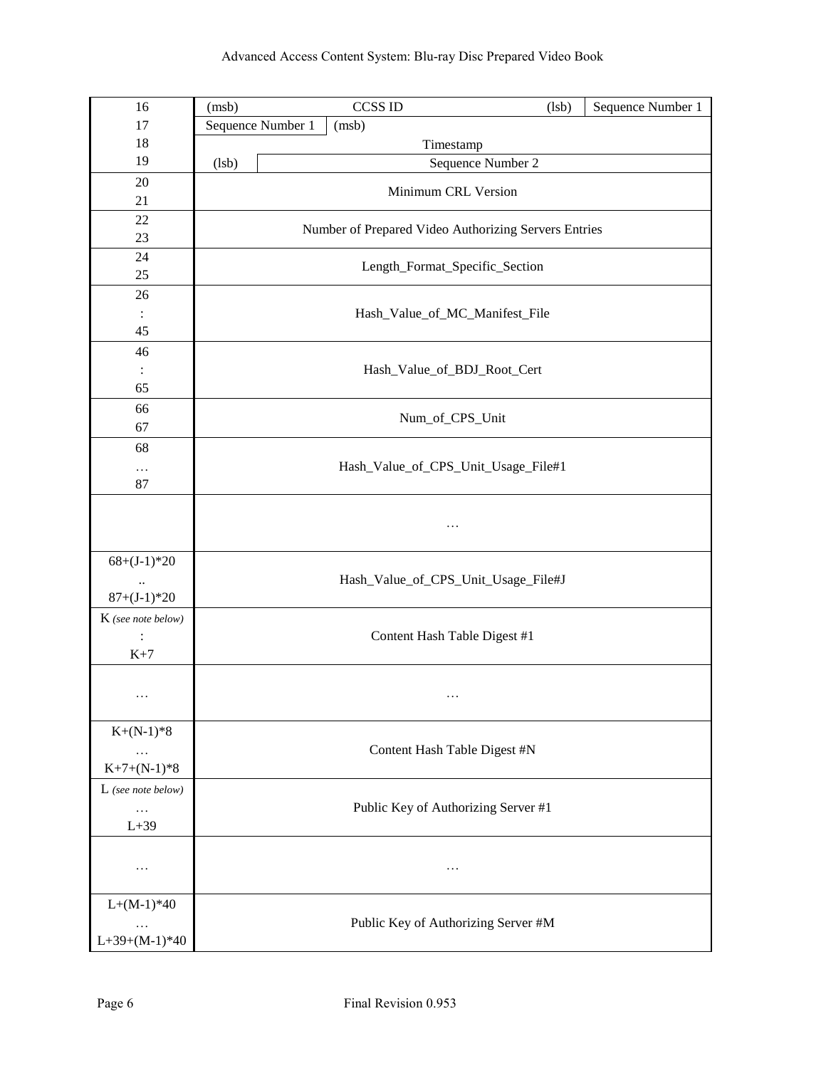| | | | | |
|---|---|---|---|---|
| 16 | (msb) | CCSS ID | (lsb) | Sequence Number 1 |
| 17 | Sequence Number 1 | (msb) | | |
| 18 | | Timestamp | | |
| 19 | (lsb) | Sequence Number 2 | | |
| 20<br>21 | Minimum CRL Version | | | |
| 22<br>23 | Number of Prepared Video Authorizing Servers Entries | | | |
| 24<br>25 | Length_Format_Specific_Section | | | |
| 26<br>:<br>45 | Hash_Value_of_MC_Manifest_File | | | |
| 46<br>:<br>65 | Hash_Value_of_BDJ_Root_Cert | | | |
| 66<br>67 | Num_of_CPS_Unit | | | |
| 68<br>…<br>87 | Hash_Value_of_CPS_Unit_Usage_File#1 | | | |
| | … | | | |
| 68+(J-1)*20<br>..<br>87+(J-1)*20 | Hash_Value_of_CPS_Unit_Usage_File#J | | | |
| K *(see note below)*<br>:<br>K+7 | Content Hash Table Digest #1 | | | |
| … | … | | | |
| K+(N-1)*8<br>…<br>K+7+(N-1)*8 | Content Hash Table Digest #N | | | |
| L *(see note below)*<br>…<br>L+39 | Public Key of Authorizing Server #1 | | | |
| … | … | | | |
| L+(M-1)*40<br>…<br>L+39+(M-1)*40 | Public Key of Authorizing Server #M | | | |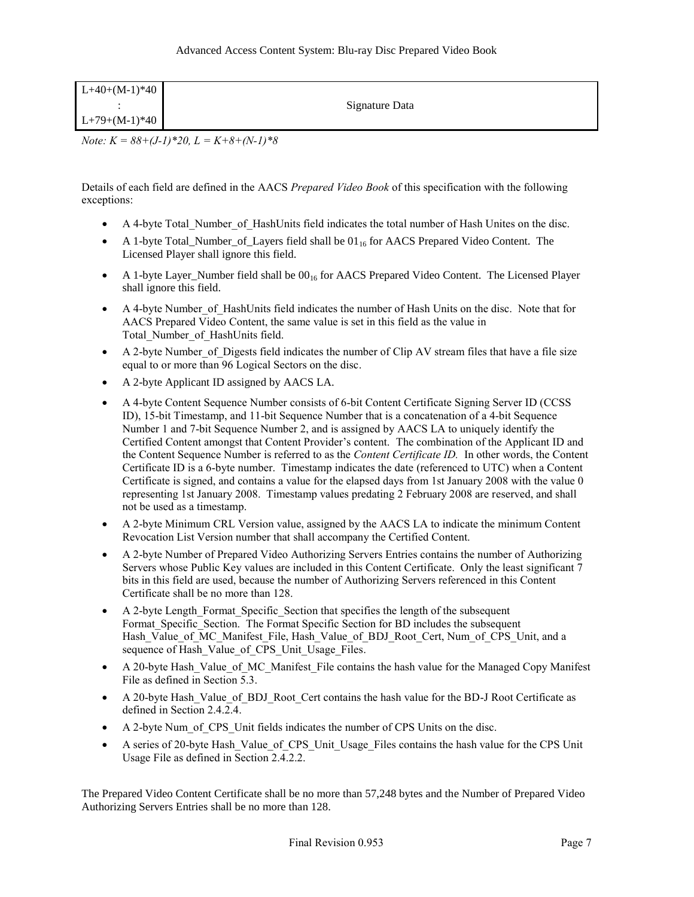| | |
|---|---|
| L+40+(M-1)*40<br>:<br>L+79+(M-1)*40 | Signature Data |

*Note: K = 88+(J-1)*20, L = K+8+(N-1)*8*

Details of each field are defined in the AACS *Prepared Video Book* of this specification with the following exceptions:

- A 4-byte Total_Number_of_HashUnits field indicates the total number of Hash Unites on the disc.
- A 1-byte Total_Number_of_Layers field shall be $01_{16}$ for AACS Prepared Video Content. The Licensed Player shall ignore this field.
- A 1-byte Layer_Number field shall be $00_{16}$ for AACS Prepared Video Content. The Licensed Player shall ignore this field.
- A 4-byte Number_of_HashUnits field indicates the number of Hash Units on the disc. Note that for AACS Prepared Video Content, the same value is set in this field as the value in Total_Number_of_HashUnits field.
- A 2-byte Number_of_Digests field indicates the number of Clip AV stream files that have a file size equal to or more than 96 Logical Sectors on the disc.
- A 2-byte Applicant ID assigned by AACS LA.
- A 4-byte Content Sequence Number consists of 6-bit Content Certificate Signing Server ID (CCSS ID), 15-bit Timestamp, and 11-bit Sequence Number that is a concatenation of a 4-bit Sequence Number 1 and 7-bit Sequence Number 2, and is assigned by AACS LA to uniquely identify the Certified Content amongst that Content Provider's content. The combination of the Applicant ID and the Content Sequence Number is referred to as the *Content Certificate ID.* In other words, the Content Certificate ID is a 6-byte number. Timestamp indicates the date (referenced to UTC) when a Content Certificate is signed, and contains a value for the elapsed days from 1st January 2008 with the value 0 representing 1st January 2008. Timestamp values predating 2 February 2008 are reserved, and shall not be used as a timestamp.
- A 2-byte Minimum CRL Version value, assigned by the AACS LA to indicate the minimum Content Revocation List Version number that shall accompany the Certified Content.
- A 2-byte Number of Prepared Video Authorizing Servers Entries contains the number of Authorizing Servers whose Public Key values are included in this Content Certificate. Only the least significant 7 bits in this field are used, because the number of Authorizing Servers referenced in this Content Certificate shall be no more than 128.
- A 2-byte Length_Format_Specific_Section that specifies the length of the subsequent Format_Specific_Section. The Format Specific Section for BD includes the subsequent Hash_Value_of_MC_Manifest_File, Hash_Value_of_BDJ_Root_Cert, Num_of_CPS_Unit, and a sequence of Hash_Value_of_CPS_Unit_Usage_Files.
- A 20-byte Hash_Value_of_MC_Manifest_File contains the hash value for the Managed Copy Manifest File as defined in Section 5.3.
- A 20-byte Hash_Value_of_BDJ_Root_Cert contains the hash value for the BD-J Root Certificate as defined in Section 2.4.2.4.
- A 2-byte Num_of_CPS_Unit fields indicates the number of CPS Units on the disc.
- A series of 20-byte Hash_Value_of_CPS_Unit_Usage_Files contains the hash value for the CPS Unit Usage File as defined in Section 2.4.2.2.

The Prepared Video Content Certificate shall be no more than 57,248 bytes and the Number of Prepared Video Authorizing Servers Entries shall be no more than 128.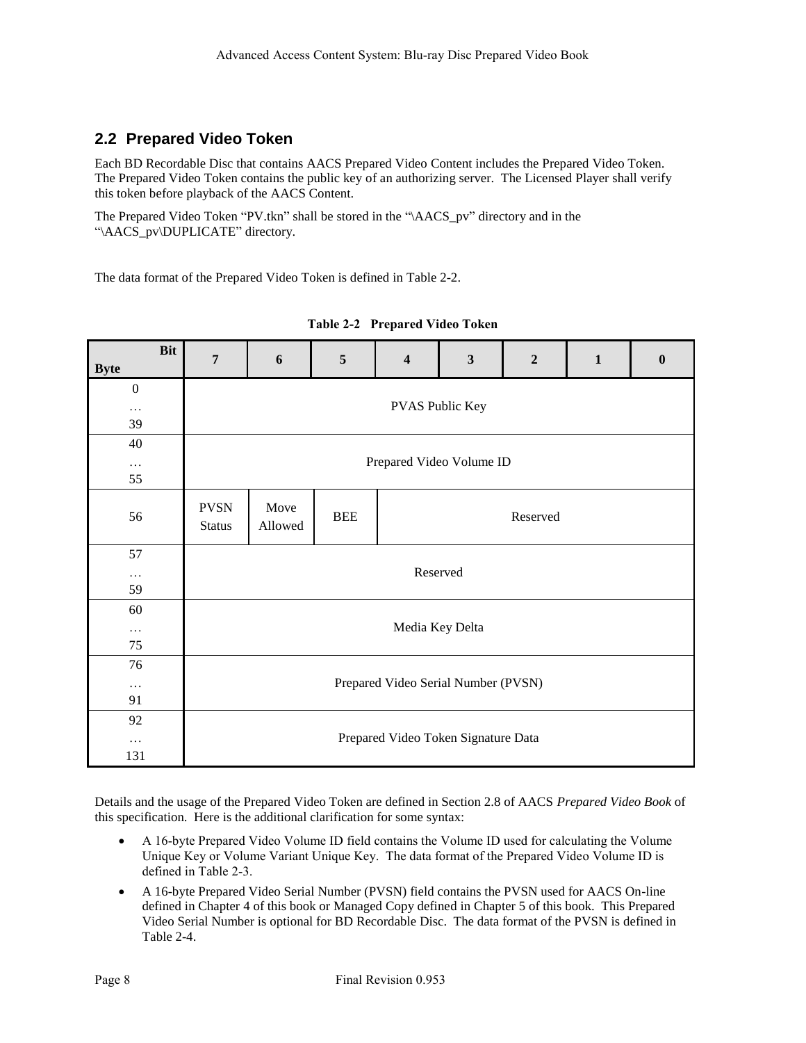## 2.2 Prepared Video Token

Each BD Recordable Disc that contains AACS Prepared Video Content includes the Prepared Video Token. The Prepared Video Token contains the public key of an authorizing server. The Licensed Player shall verify this token before playback of the AACS Content.

The Prepared Video Token "PV.tkn" shall be stored in the "\AACS_pv" directory and in the "\AACS_pv\DUPLICATE" directory.

The data format of the Prepared Video Token is defined in Table 2-2.

**Table 2-2 Prepared Video Token**

| Byte \ Bit | 7 | 6 | 5 | 4 | 3 | 2 | 1 | 0 |
|---|---|---|---|---|---|---|---|---|
| 0 … 39 | PVAS Public Key | | | | | | | |
| 40 … 55 | Prepared Video Volume ID | | | | | | | |
| 56 | PVSN Status | Move Allowed | BEE | Reserved | | | | |
| 57 … 59 | Reserved | | | | | | | |
| 60 … 75 | Media Key Delta | | | | | | | |
| 76 … 91 | Prepared Video Serial Number (PVSN) | | | | | | | |
| 92 … 131 | Prepared Video Token Signature Data | | | | | | | |

Details and the usage of the Prepared Video Token are defined in Section 2.8 of AACS *Prepared Video Book* of this specification. Here is the additional clarification for some syntax:

- A 16-byte Prepared Video Volume ID field contains the Volume ID used for calculating the Volume Unique Key or Volume Variant Unique Key. The data format of the Prepared Video Volume ID is defined in Table 2-3.
- A 16-byte Prepared Video Serial Number (PVSN) field contains the PVSN used for AACS On-line defined in Chapter 4 of this book or Managed Copy defined in Chapter 5 of this book. This Prepared Video Serial Number is optional for BD Recordable Disc. The data format of the PVSN is defined in Table 2-4.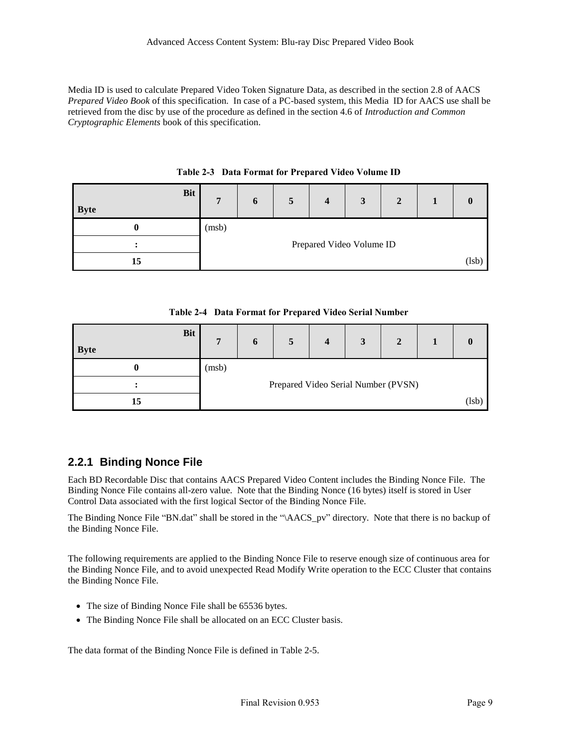Media ID is used to calculate Prepared Video Token Signature Data, as described in the section 2.8 of AACS *Prepared Video Book* of this specification. In case of a PC-based system, this Media ID for AACS use shall be retrieved from the disc by use of the procedure as defined in the section 4.6 of *Introduction and Common Cryptographic Elements* book of this specification.

**Table 2-3 Data Format for Prepared Video Volume ID**

| Byte \ Bit | 7 | 6 | 5 | 4 | 3 | 2 | 1 | 0 |
|---|---|---|---|---|---|---|---|---|
| 0 | (msb) | | | | | | | |
| : | Prepared Video Volume ID | | | | | | | |
| 15 | | | | | | | | (lsb) |

**Table 2-4 Data Format for Prepared Video Serial Number**

| Byte \ Bit | 7 | 6 | 5 | 4 | 3 | 2 | 1 | 0 |
|---|---|---|---|---|---|---|---|---|
| 0 | (msb) | | | | | | | |
| : | Prepared Video Serial Number (PVSN) | | | | | | | |
| 15 | | | | | | | | (lsb) |

### 2.2.1 Binding Nonce File

Each BD Recordable Disc that contains AACS Prepared Video Content includes the Binding Nonce File. The Binding Nonce File contains all-zero value. Note that the Binding Nonce (16 bytes) itself is stored in User Control Data associated with the first logical Sector of the Binding Nonce File.

The Binding Nonce File "BN.dat" shall be stored in the "\AACS_pv" directory. Note that there is no backup of the Binding Nonce File.

The following requirements are applied to the Binding Nonce File to reserve enough size of continuous area for the Binding Nonce File, and to avoid unexpected Read Modify Write operation to the ECC Cluster that contains the Binding Nonce File.

- The size of Binding Nonce File shall be 65536 bytes.
- The Binding Nonce File shall be allocated on an ECC Cluster basis.

The data format of the Binding Nonce File is defined in Table 2-5.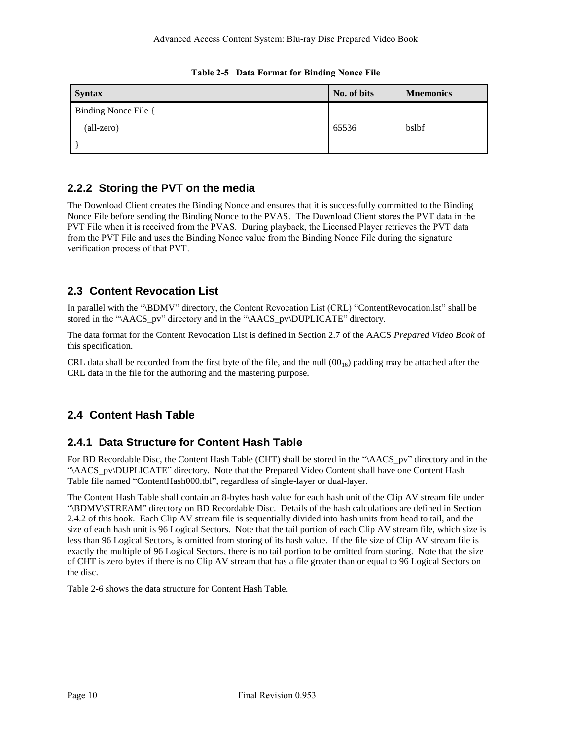**Table 2-5 Data Format for Binding Nonce File**

| Syntax | No. of bits | Mnemonics |
|---|---|---|
| Binding Nonce File { | | |
| (all-zero) | 65536 | bslbf |
| } | | |

### 2.2.2 Storing the PVT on the media

The Download Client creates the Binding Nonce and ensures that it is successfully committed to the Binding Nonce File before sending the Binding Nonce to the PVAS. The Download Client stores the PVT data in the PVT File when it is received from the PVAS. During playback, the Licensed Player retrieves the PVT data from the PVT File and uses the Binding Nonce value from the Binding Nonce File during the signature verification process of that PVT.

## 2.3 Content Revocation List

In parallel with the "\BDMV" directory, the Content Revocation List (CRL) "ContentRevocation.lst" shall be stored in the "\AACS_pv" directory and in the "\AACS_pv\DUPLICATE" directory.

The data format for the Content Revocation List is defined in Section 2.7 of the AACS *Prepared Video Book* of this specification.

CRL data shall be recorded from the first byte of the file, and the null ($00_{16}$) padding may be attached after the CRL data in the file for the authoring and the mastering purpose.

## 2.4 Content Hash Table

### 2.4.1 Data Structure for Content Hash Table

For BD Recordable Disc, the Content Hash Table (CHT) shall be stored in the "\AACS_pv" directory and in the "\AACS_pv\DUPLICATE" directory. Note that the Prepared Video Content shall have one Content Hash Table file named "ContentHash000.tbl", regardless of single-layer or dual-layer.

The Content Hash Table shall contain an 8-bytes hash value for each hash unit of the Clip AV stream file under "\BDMV\STREAM" directory on BD Recordable Disc. Details of the hash calculations are defined in Section 2.4.2 of this book. Each Clip AV stream file is sequentially divided into hash units from head to tail, and the size of each hash unit is 96 Logical Sectors. Note that the tail portion of each Clip AV stream file, which size is less than 96 Logical Sectors, is omitted from storing of its hash value. If the file size of Clip AV stream file is exactly the multiple of 96 Logical Sectors, there is no tail portion to be omitted from storing. Note that the size of CHT is zero bytes if there is no Clip AV stream that has a file greater than or equal to 96 Logical Sectors on the disc.

Table 2-6 shows the data structure for Content Hash Table.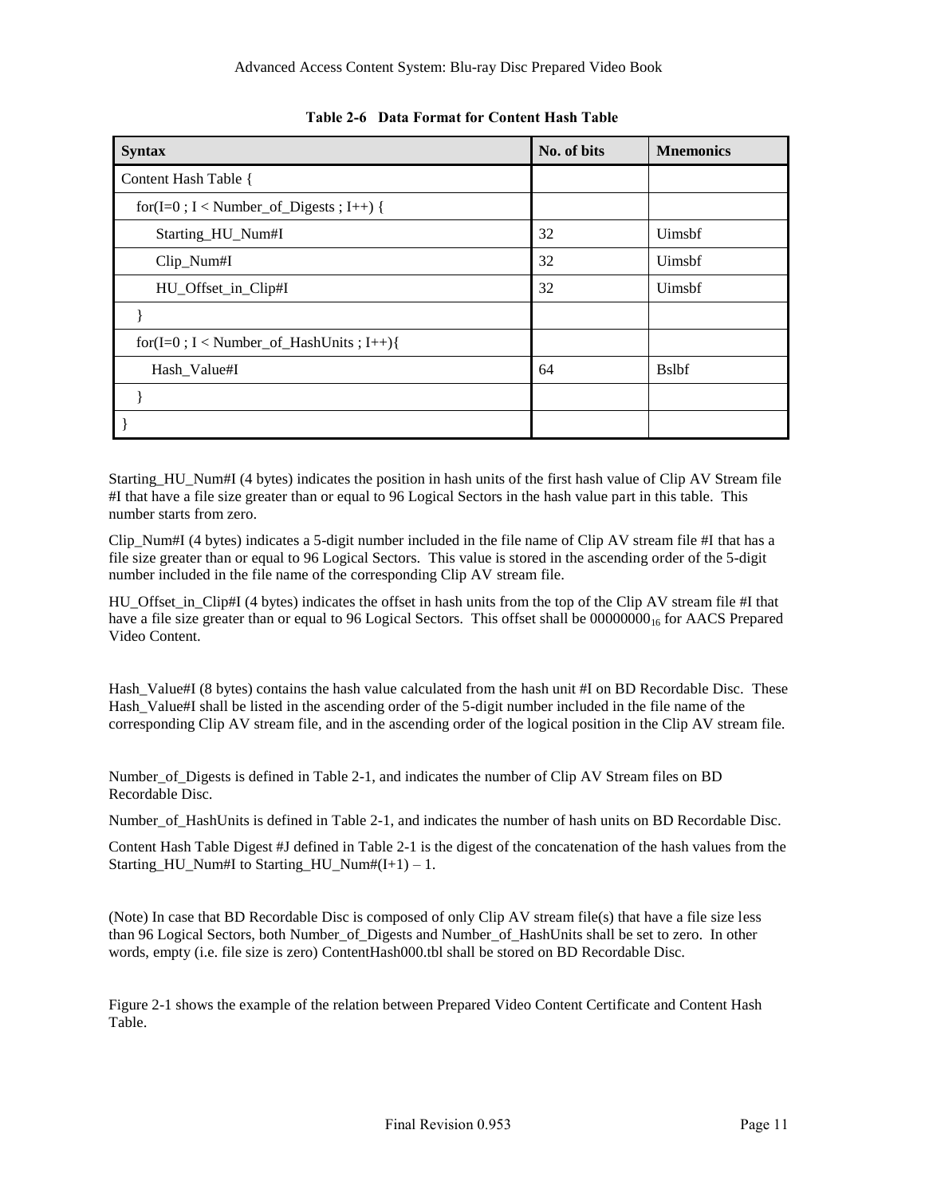**Table 2-6 Data Format for Content Hash Table**

| Syntax | No. of bits | Mnemonics |
|---|---|---|
| Content Hash Table { | | |
| for(I=0 ; I < Number_of_Digests ; I++) { | | |
| Starting_HU_Num#I | 32 | Uimsbf |
| Clip_Num#I | 32 | Uimsbf |
| HU_Offset_in_Clip#I | 32 | Uimsbf |
| } | | |
| for(I=0 ; I < Number_of_HashUnits ; I++){ | | |
| Hash_Value#I | 64 | Bslbf |
| } | | |
| } | | |

Starting_HU_Num#I (4 bytes) indicates the position in hash units of the first hash value of Clip AV Stream file #I that have a file size greater than or equal to 96 Logical Sectors in the hash value part in this table. This number starts from zero.

Clip_Num#I (4 bytes) indicates a 5-digit number included in the file name of Clip AV stream file #I that has a file size greater than or equal to 96 Logical Sectors. This value is stored in the ascending order of the 5-digit number included in the file name of the corresponding Clip AV stream file.

HU_Offset_in_Clip#I (4 bytes) indicates the offset in hash units from the top of the Clip AV stream file #I that have a file size greater than or equal to 96 Logical Sectors. This offset shall be $00000000_{16}$ for AACS Prepared Video Content.

Hash_Value#I (8 bytes) contains the hash value calculated from the hash unit #I on BD Recordable Disc. These Hash_Value#I shall be listed in the ascending order of the 5-digit number included in the file name of the corresponding Clip AV stream file, and in the ascending order of the logical position in the Clip AV stream file.

Number_of_Digests is defined in Table 2-1, and indicates the number of Clip AV Stream files on BD Recordable Disc.

Number_of_HashUnits is defined in Table 2-1, and indicates the number of hash units on BD Recordable Disc.

Content Hash Table Digest #J defined in Table 2-1 is the digest of the concatenation of the hash values from the Starting_HU_Num#I to Starting_HU_Num#(I+1) – 1.

(Note) In case that BD Recordable Disc is composed of only Clip AV stream file(s) that have a file size less than 96 Logical Sectors, both Number_of_Digests and Number_of_HashUnits shall be set to zero. In other words, empty (i.e. file size is zero) ContentHash000.tbl shall be stored on BD Recordable Disc.

Figure 2-1 shows the example of the relation between Prepared Video Content Certificate and Content Hash Table.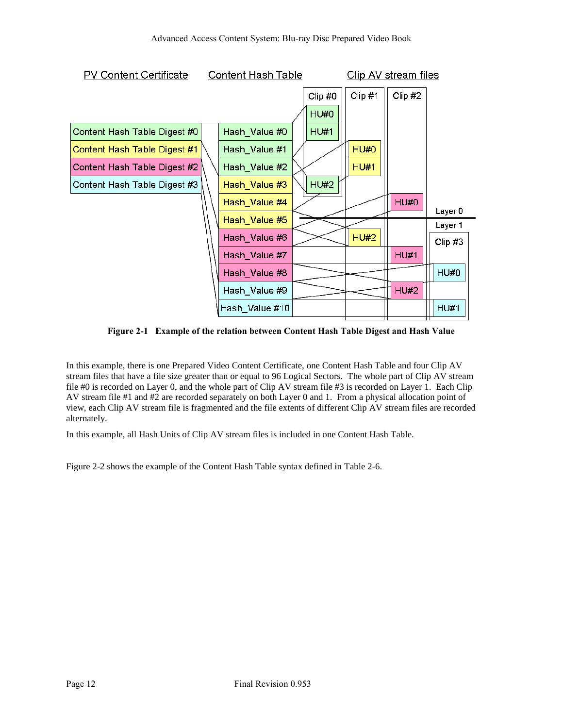Figure 2-1 Example of the relation between Content Hash Table Digest and Hash Value

In this example, there is one Prepared Video Content Certificate, one Content Hash Table and four Clip AV stream files that have a file size greater than or equal to 96 Logical Sectors. The whole part of Clip AV stream file #0 is recorded on Layer 0, and the whole part of Clip AV stream file #3 is recorded on Layer 1. Each Clip AV stream file #1 and #2 are recorded separately on both Layer 0 and 1. From a physical allocation point of view, each Clip AV stream file is fragmented and the file extents of different Clip AV stream files are recorded alternately.

In this example, all Hash Units of Clip AV stream files is included in one Content Hash Table.

Figure 2-2 shows the example of the Content Hash Table syntax defined in Table 2-6.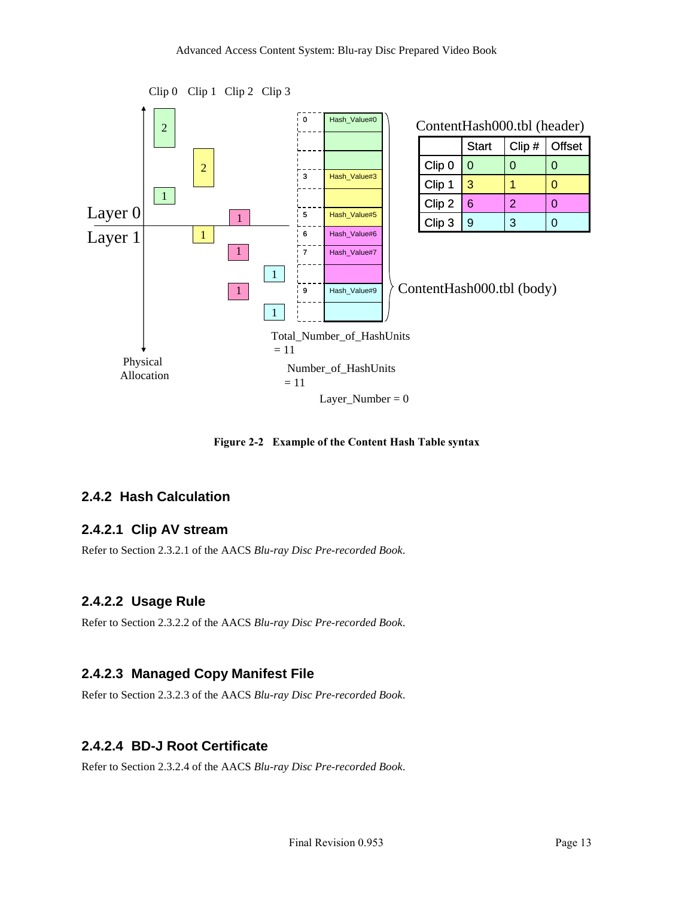ContentHash000.tbl (header)

|  | Start | Clip # | Offset |
|---|---|---|---|
| Clip 0 | 0 | 0 | 0 |
| Clip 1 | 3 | 1 | 0 |
| Clip 2 | 6 | 2 | 0 |
| Clip 3 | 9 | 3 | 0 |

ContentHash000.tbl (body)

Total_Number_of_HashUnits = 11

Number_of_HashUnits = 11

Layer_Number = 0

**Figure 2-2 Example of the Content Hash Table syntax**

## 2.4.2 Hash Calculation

### 2.4.2.1 Clip AV stream

Refer to Section 2.3.2.1 of the AACS *Blu-ray Disc Pre-recorded Book*.

### 2.4.2.2 Usage Rule

Refer to Section 2.3.2.2 of the AACS *Blu-ray Disc Pre-recorded Book*.

### 2.4.2.3 Managed Copy Manifest File

Refer to Section 2.3.2.3 of the AACS *Blu-ray Disc Pre-recorded Book*.

### 2.4.2.4 BD-J Root Certificate

Refer to Section 2.3.2.4 of the AACS *Blu-ray Disc Pre-recorded Book*.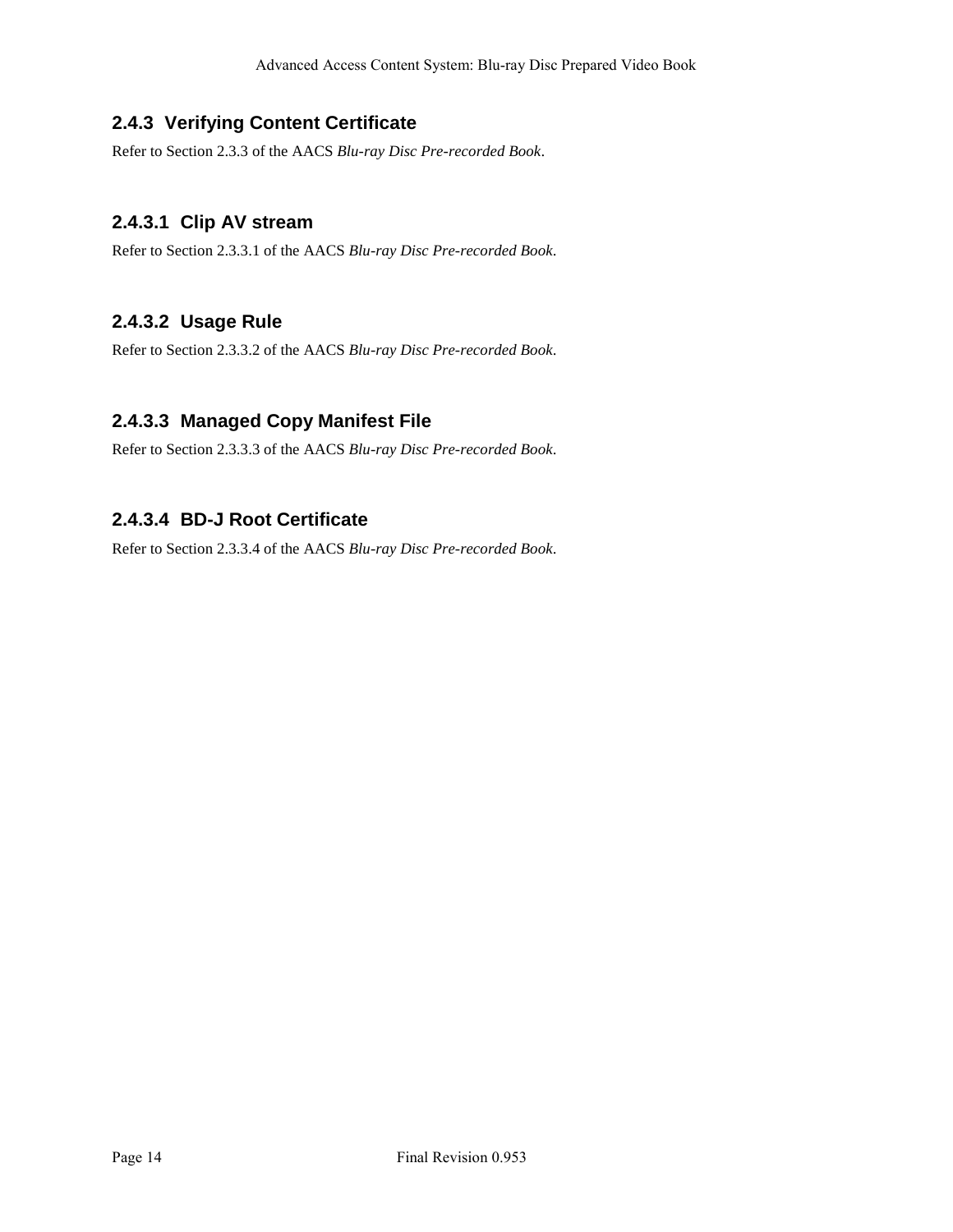### 2.4.3 Verifying Content Certificate

Refer to Section 2.3.3 of the AACS *Blu-ray Disc Pre-recorded Book*.

#### 2.4.3.1 Clip AV stream

Refer to Section 2.3.3.1 of the AACS *Blu-ray Disc Pre-recorded Book*.

#### 2.4.3.2 Usage Rule

Refer to Section 2.3.3.2 of the AACS *Blu-ray Disc Pre-recorded Book*.

#### 2.4.3.3 Managed Copy Manifest File

Refer to Section 2.3.3.3 of the AACS *Blu-ray Disc Pre-recorded Book*.

#### 2.4.3.4 BD-J Root Certificate

Refer to Section 2.3.3.4 of the AACS *Blu-ray Disc Pre-recorded Book*.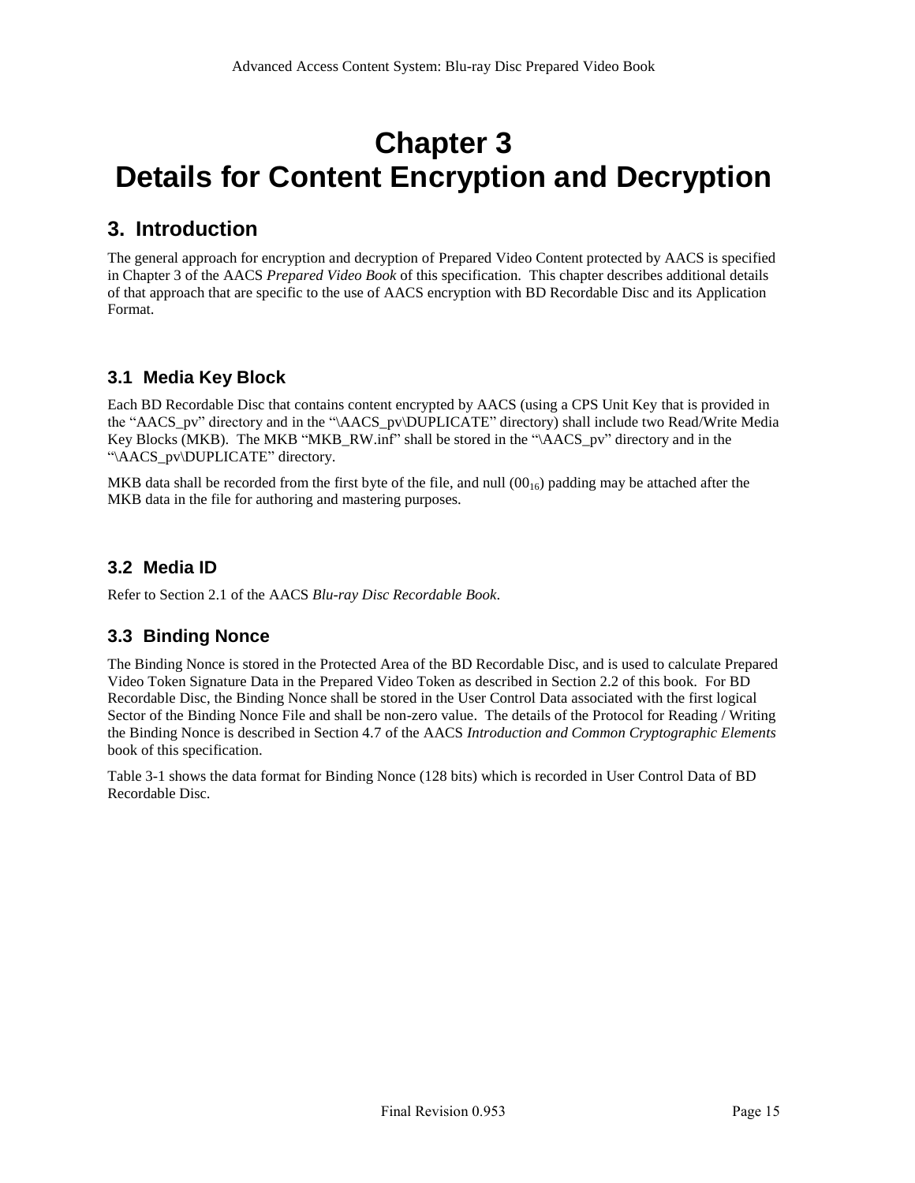# Chapter 3
# Details for Content Encryption and Decryption

## 3. Introduction

The general approach for encryption and decryption of Prepared Video Content protected by AACS is specified in Chapter 3 of the AACS *Prepared Video Book* of this specification. This chapter describes additional details of that approach that are specific to the use of AACS encryption with BD Recordable Disc and its Application Format.

### 3.1 Media Key Block

Each BD Recordable Disc that contains content encrypted by AACS (using a CPS Unit Key that is provided in the "AACS_pv" directory and in the "\AACS_pv\DUPLICATE" directory) shall include two Read/Write Media Key Blocks (MKB). The MKB "MKB_RW.inf" shall be stored in the "\AACS_pv" directory and in the "\AACS_pv\DUPLICATE" directory.

MKB data shall be recorded from the first byte of the file, and null ($00_{16}$) padding may be attached after the MKB data in the file for authoring and mastering purposes.

### 3.2 Media ID

Refer to Section 2.1 of the AACS *Blu-ray Disc Recordable Book*.

### 3.3 Binding Nonce

The Binding Nonce is stored in the Protected Area of the BD Recordable Disc, and is used to calculate Prepared Video Token Signature Data in the Prepared Video Token as described in Section 2.2 of this book. For BD Recordable Disc, the Binding Nonce shall be stored in the User Control Data associated with the first logical Sector of the Binding Nonce File and shall be non-zero value. The details of the Protocol for Reading / Writing the Binding Nonce is described in Section 4.7 of the AACS *Introduction and Common Cryptographic Elements* book of this specification.

Table 3-1 shows the data format for Binding Nonce (128 bits) which is recorded in User Control Data of BD Recordable Disc.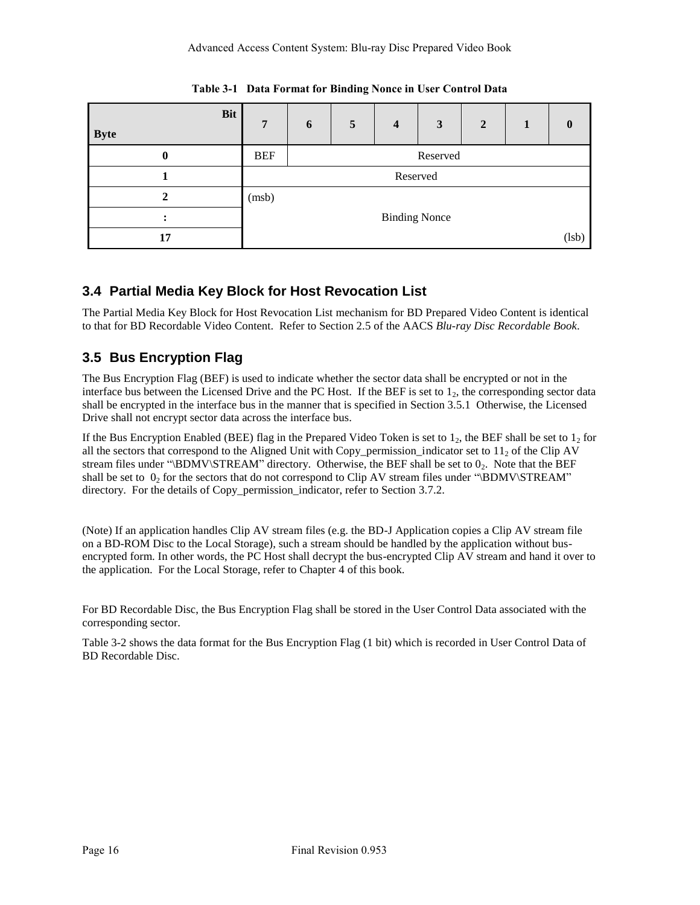**Table 3-1 Data Format for Binding Nonce in User Control Data**

| Byte \ Bit | 7 | 6 | 5 | 4 | 3 | 2 | 1 | 0 |
|---|---|---|---|---|---|---|---|---|
| 0 | BEF | Reserved | | | | | | |
| 1 | Reserved | | | | | | | |
| 2 | (msb) | | | | | | | |
| : | Binding Nonce | | | | | | | |
| 17 | | | | | | | | (lsb) |

## 3.4 Partial Media Key Block for Host Revocation List

The Partial Media Key Block for Host Revocation List mechanism for BD Prepared Video Content is identical to that for BD Recordable Video Content. Refer to Section 2.5 of the AACS *Blu-ray Disc Recordable Book*.

## 3.5 Bus Encryption Flag

The Bus Encryption Flag (BEF) is used to indicate whether the sector data shall be encrypted or not in the interface bus between the Licensed Drive and the PC Host. If the BEF is set to $1_2$, the corresponding sector data shall be encrypted in the interface bus in the manner that is specified in Section 3.5.1 Otherwise, the Licensed Drive shall not encrypt sector data across the interface bus.

If the Bus Encryption Enabled (BEE) flag in the Prepared Video Token is set to $1_2$, the BEF shall be set to $1_2$ for all the sectors that correspond to the Aligned Unit with Copy_permission_indicator set to $11_2$ of the Clip AV stream files under "\BDMV\STREAM" directory. Otherwise, the BEF shall be set to $0_2$. Note that the BEF shall be set to $0_2$ for the sectors that do not correspond to Clip AV stream files under "\BDMV\STREAM" directory. For the details of Copy_permission_indicator, refer to Section 3.7.2.

(Note) If an application handles Clip AV stream files (e.g. the BD-J Application copies a Clip AV stream file on a BD-ROM Disc to the Local Storage), such a stream should be handled by the application without bus-encrypted form. In other words, the PC Host shall decrypt the bus-encrypted Clip AV stream and hand it over to the application. For the Local Storage, refer to Chapter 4 of this book.

For BD Recordable Disc, the Bus Encryption Flag shall be stored in the User Control Data associated with the corresponding sector.

Table 3-2 shows the data format for the Bus Encryption Flag (1 bit) which is recorded in User Control Data of BD Recordable Disc.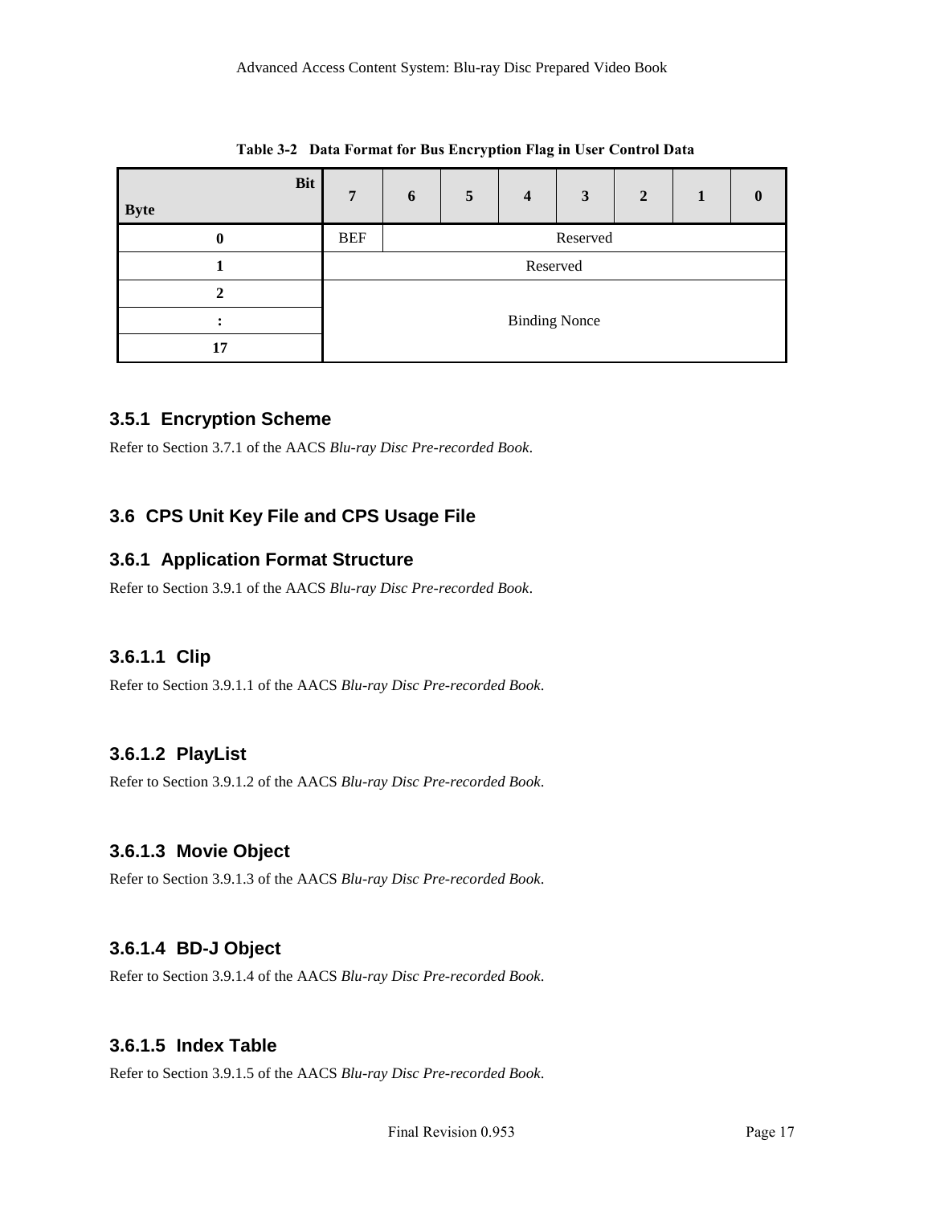**Table 3-2 Data Format for Bus Encryption Flag in User Control Data**

| Byte \ Bit | 7 | 6 | 5 | 4 | 3 | 2 | 1 | 0 |
|---|---|---|---|---|---|---|---|---|
| 0 | BEF | Reserved | | | | | | |
| 1 | Reserved | | | | | | | |
| 2 | Binding Nonce | | | | | | | |
| : | | | | | | | | |
| 17 | | | | | | | | |

### 3.5.1 Encryption Scheme

Refer to Section 3.7.1 of the AACS *Blu-ray Disc Pre-recorded Book*.

## 3.6 CPS Unit Key File and CPS Usage File

### 3.6.1 Application Format Structure

Refer to Section 3.9.1 of the AACS *Blu-ray Disc Pre-recorded Book*.

#### 3.6.1.1 Clip

Refer to Section 3.9.1.1 of the AACS *Blu-ray Disc Pre-recorded Book*.

#### 3.6.1.2 PlayList

Refer to Section 3.9.1.2 of the AACS *Blu-ray Disc Pre-recorded Book*.

#### 3.6.1.3 Movie Object

Refer to Section 3.9.1.3 of the AACS *Blu-ray Disc Pre-recorded Book*.

#### 3.6.1.4 BD-J Object

Refer to Section 3.9.1.4 of the AACS *Blu-ray Disc Pre-recorded Book*.

#### 3.6.1.5 Index Table

Refer to Section 3.9.1.5 of the AACS *Blu-ray Disc Pre-recorded Book*.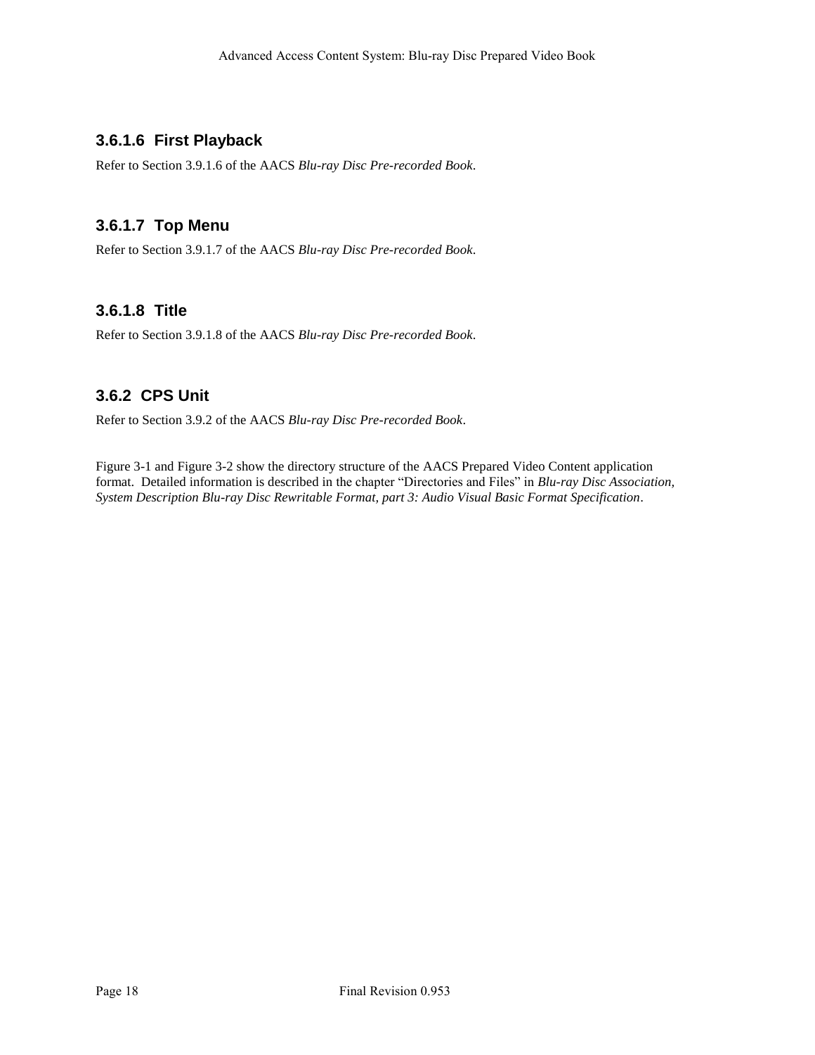#### 3.6.1.6 First Playback

Refer to Section 3.9.1.6 of the AACS *Blu-ray Disc Pre-recorded Book*.

#### 3.6.1.7 Top Menu

Refer to Section 3.9.1.7 of the AACS *Blu-ray Disc Pre-recorded Book*.

#### 3.6.1.8 Title

Refer to Section 3.9.1.8 of the AACS *Blu-ray Disc Pre-recorded Book*.

### 3.6.2 CPS Unit

Refer to Section 3.9.2 of the AACS *Blu-ray Disc Pre-recorded Book*.

Figure 3-1 and Figure 3-2 show the directory structure of the AACS Prepared Video Content application format. Detailed information is described in the chapter "Directories and Files" in *Blu-ray Disc Association, System Description Blu-ray Disc Rewritable Format, part 3: Audio Visual Basic Format Specification*.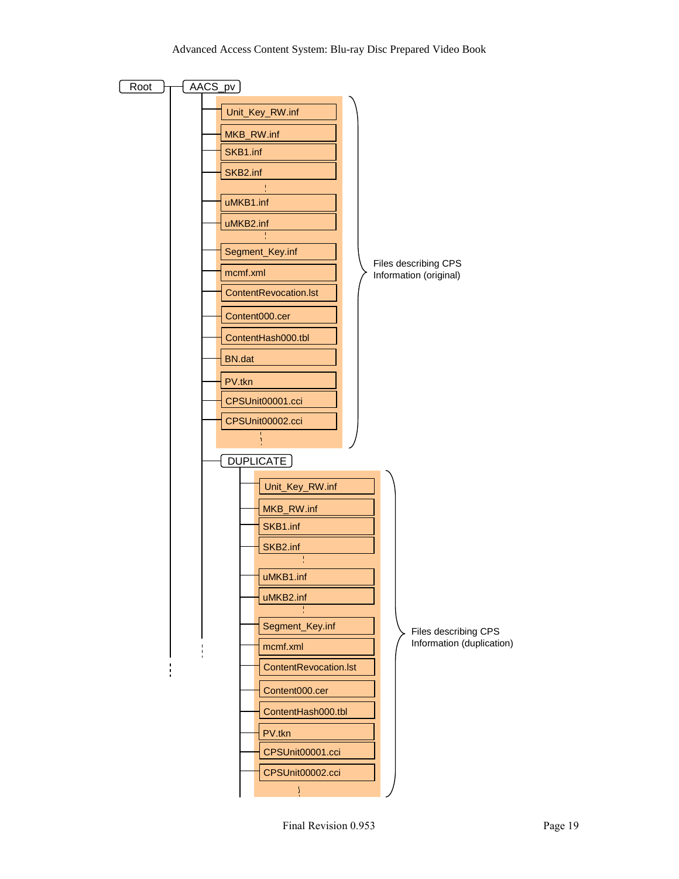Root

- AACS_pv
  - Unit_Key_RW.inf
  - MKB_RW.inf
  - SKB1.inf
  - SKB2.inf
  - ⋮
  - uMKB1.inf
  - uMKB2.inf
  - ⋮
  - Segment_Key.inf
  - mcmf.xml
  - ContentRevocation.lst
  - Content000.cer
  - ContentHash000.tbl
  - BN.dat
  - PV.tkn
  - CPSUnit00001.cci
  - CPSUnit00002.cci
  - ⋮

  (Files describing CPS Information (original))

  - DUPLICATE
    - Unit_Key_RW.inf
    - MKB_RW.inf
    - SKB1.inf
    - SKB2.inf
    - ⋮
    - uMKB1.inf
    - uMKB2.inf
    - ⋮
    - Segment_Key.inf
    - mcmf.xml
    - ContentRevocation.lst
    - Content000.cer
    - ContentHash000.tbl
    - PV.tkn
    - CPSUnit00001.cci
    - CPSUnit00002.cci
    - ⋮

    (Files describing CPS Information (duplication))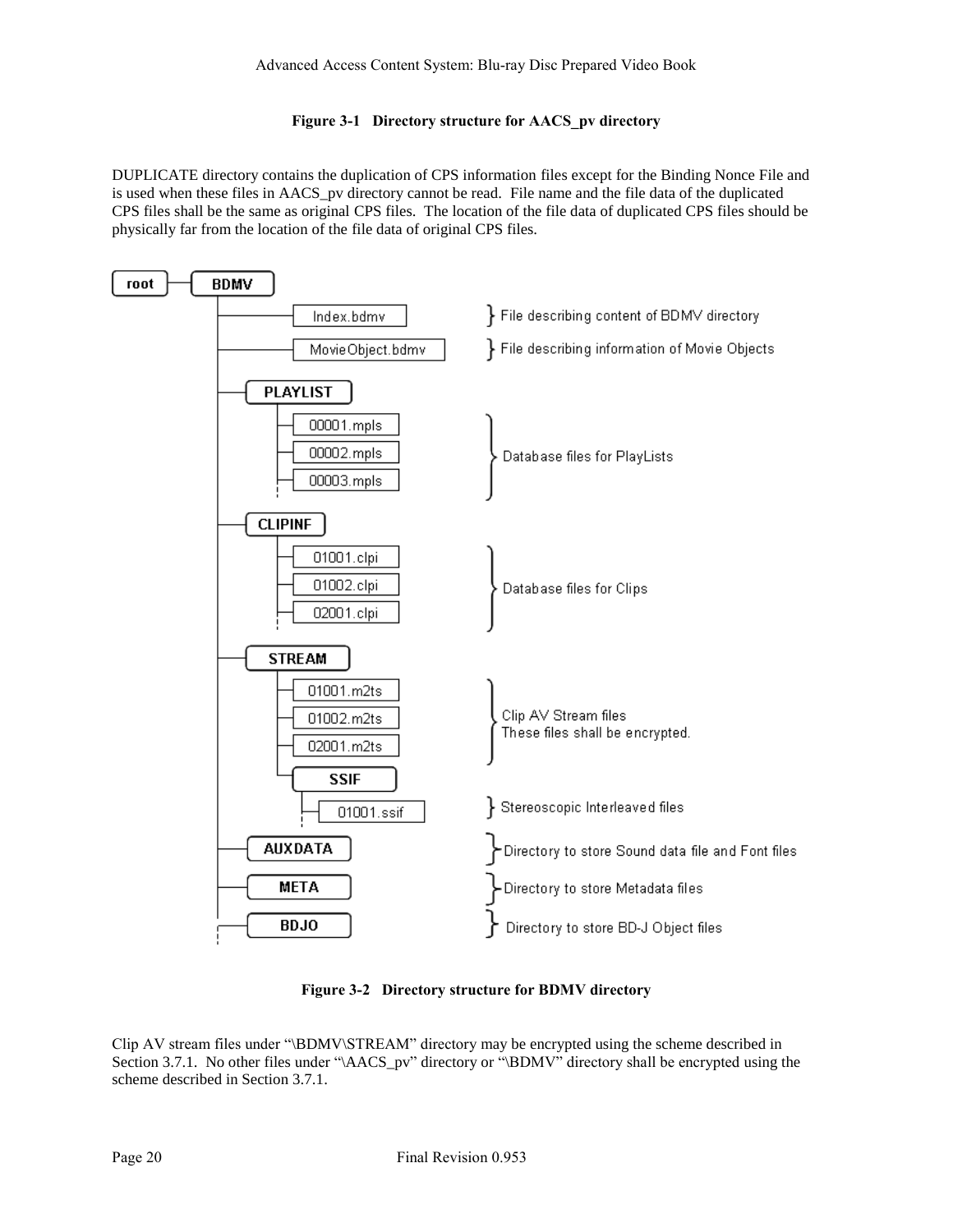**Figure 3-1 Directory structure for AACS_pv directory**

DUPLICATE directory contains the duplication of CPS information files except for the Binding Nonce File and is used when these files in AACS_pv directory cannot be read. File name and the file data of the duplicated CPS files shall be the same as original CPS files. The location of the file data of duplicated CPS files should be physically far from the location of the file data of original CPS files.

```
root ── BDMV
         ├── Index.bdmv            } File describing content of BDMV directory
         ├── MovieObject.bdmv      } File describing information of Movie Objects
         ├── PLAYLIST
         │    ├── 00001.mpls       ┐
         │    ├── 00002.mpls       ├ Database files for PlayLists
         │    ├── 00003.mpls       ┘
         │    ┊
         ├── CLIPINF
         │    ├── 01001.clpi       ┐
         │    ├── 01002.clpi       ├ Database files for Clips
         │    ├── 02001.clpi       ┘
         │    ┊
         ├── STREAM
         │    ├── 01001.m2ts       ┐ Clip AV Stream files
         │    ├── 01002.m2ts       ├ These files shall be encrypted.
         │    ├── 02001.m2ts       ┘
         │    └── SSIF
         │         ├── 01001.ssif  } Stereoscopic Interleaved files
         │         ┊
         ├── AUXDATA               } Directory to store Sound data file and Font files
         ├── META                  } Directory to store Metadata files
         ├── BDJO                  } Directory to store BD-J Object files
         ┊
```

**Figure 3-2 Directory structure for BDMV directory**

Clip AV stream files under "\BDMV\STREAM" directory may be encrypted using the scheme described in Section 3.7.1. No other files under "\AACS_pv" directory or "\BDMV" directory shall be encrypted using the scheme described in Section 3.7.1.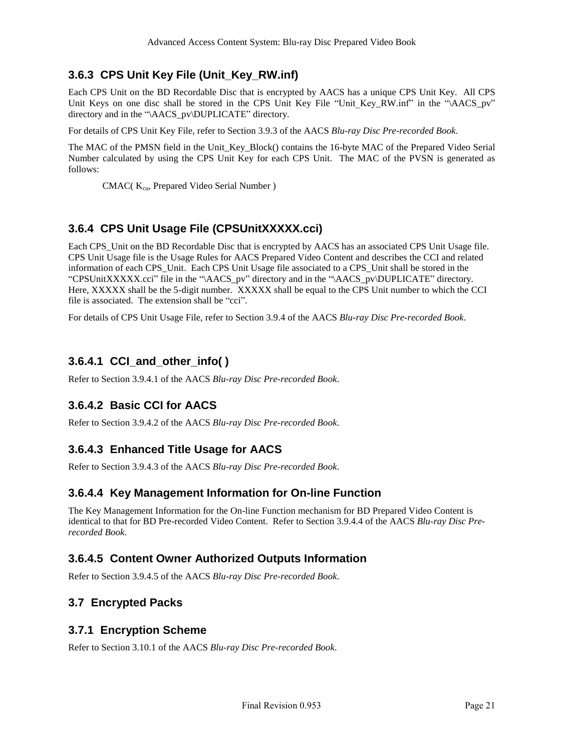### 3.6.3 CPS Unit Key File (Unit_Key_RW.inf)

Each CPS Unit on the BD Recordable Disc that is encrypted by AACS has a unique CPS Unit Key. All CPS Unit Keys on one disc shall be stored in the CPS Unit Key File “Unit_Key_RW.inf” in the “\AACS_pv” directory and in the “\AACS_pv\DUPLICATE” directory.

For details of CPS Unit Key File, refer to Section 3.9.3 of the AACS *Blu-ray Disc Pre-recorded Book*.

The MAC of the PMSN field in the Unit_Key_Block() contains the 16-byte MAC of the Prepared Video Serial Number calculated by using the CPS Unit Key for each CPS Unit. The MAC of the PVSN is generated as follows:

CMAC( $K_{cu}$, Prepared Video Serial Number )

### 3.6.4 CPS Unit Usage File (CPSUnitXXXXX.cci)

Each CPS_Unit on the BD Recordable Disc that is encrypted by AACS has an associated CPS Unit Usage file. CPS Unit Usage file is the Usage Rules for AACS Prepared Video Content and describes the CCI and related information of each CPS_Unit. Each CPS Unit Usage file associated to a CPS_Unit shall be stored in the “CPSUnitXXXXX.cci” file in the “\AACS_pv” directory and in the “\AACS_pv\DUPLICATE” directory. Here, XXXXX shall be the 5-digit number. XXXXX shall be equal to the CPS Unit number to which the CCI file is associated. The extension shall be “cci”.

For details of CPS Unit Usage File, refer to Section 3.9.4 of the AACS *Blu-ray Disc Pre-recorded Book*.

#### 3.6.4.1 CCI_and_other_info( )

Refer to Section 3.9.4.1 of the AACS *Blu-ray Disc Pre-recorded Book*.

#### 3.6.4.2 Basic CCI for AACS

Refer to Section 3.9.4.2 of the AACS *Blu-ray Disc Pre-recorded Book*.

#### 3.6.4.3 Enhanced Title Usage for AACS

Refer to Section 3.9.4.3 of the AACS *Blu-ray Disc Pre-recorded Book*.

#### 3.6.4.4 Key Management Information for On-line Function

The Key Management Information for the On-line Function mechanism for BD Prepared Video Content is identical to that for BD Pre-recorded Video Content. Refer to Section 3.9.4.4 of the AACS *Blu-ray Disc Pre-recorded Book*.

#### 3.6.4.5 Content Owner Authorized Outputs Information

Refer to Section 3.9.4.5 of the AACS *Blu-ray Disc Pre-recorded Book*.

## 3.7 Encrypted Packs

### 3.7.1 Encryption Scheme

Refer to Section 3.10.1 of the AACS *Blu-ray Disc Pre-recorded Book*.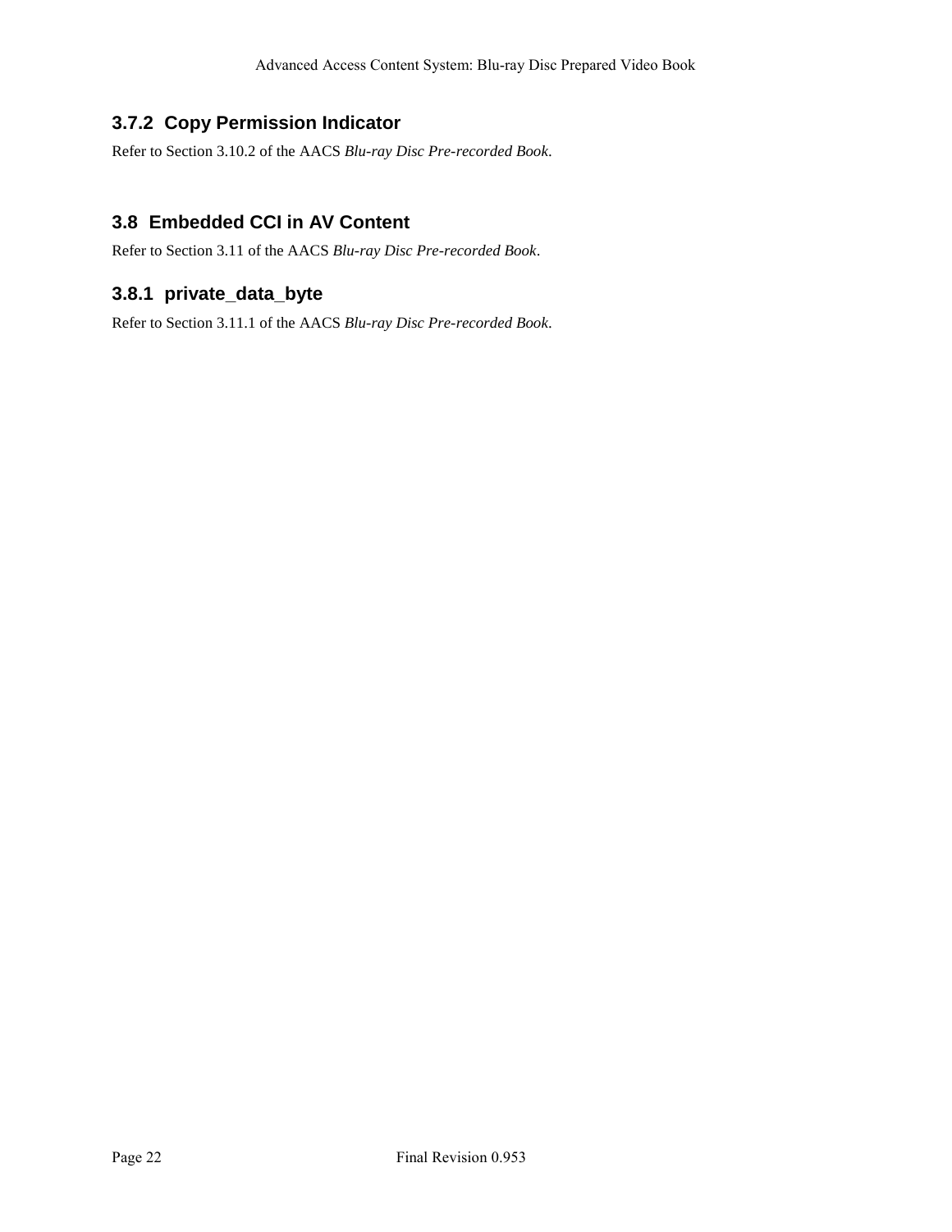### 3.7.2 Copy Permission Indicator

Refer to Section 3.10.2 of the AACS *Blu-ray Disc Pre-recorded Book*.

## 3.8 Embedded CCI in AV Content

Refer to Section 3.11 of the AACS *Blu-ray Disc Pre-recorded Book*.

### 3.8.1 private_data_byte

Refer to Section 3.11.1 of the AACS *Blu-ray Disc Pre-recorded Book*.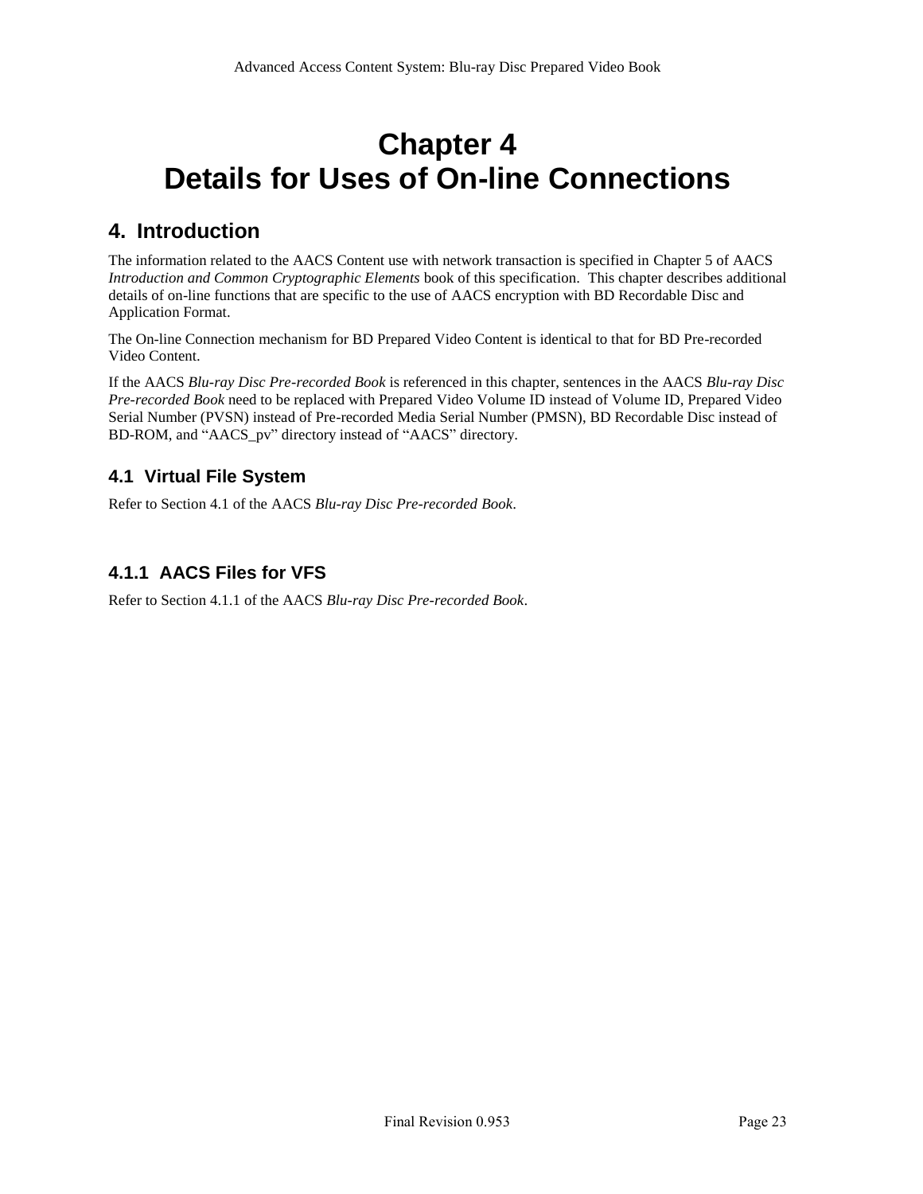# Chapter 4
# Details for Uses of On-line Connections

## 4. Introduction

The information related to the AACS Content use with network transaction is specified in Chapter 5 of AACS *Introduction and Common Cryptographic Elements* book of this specification. This chapter describes additional details of on-line functions that are specific to the use of AACS encryption with BD Recordable Disc and Application Format.

The On-line Connection mechanism for BD Prepared Video Content is identical to that for BD Pre-recorded Video Content.

If the AACS *Blu-ray Disc Pre-recorded Book* is referenced in this chapter, sentences in the AACS *Blu-ray Disc Pre-recorded Book* need to be replaced with Prepared Video Volume ID instead of Volume ID, Prepared Video Serial Number (PVSN) instead of Pre-recorded Media Serial Number (PMSN), BD Recordable Disc instead of BD-ROM, and "AACS_pv" directory instead of "AACS" directory.

### 4.1 Virtual File System

Refer to Section 4.1 of the AACS *Blu-ray Disc Pre-recorded Book*.

#### 4.1.1 AACS Files for VFS

Refer to Section 4.1.1 of the AACS *Blu-ray Disc Pre-recorded Book*.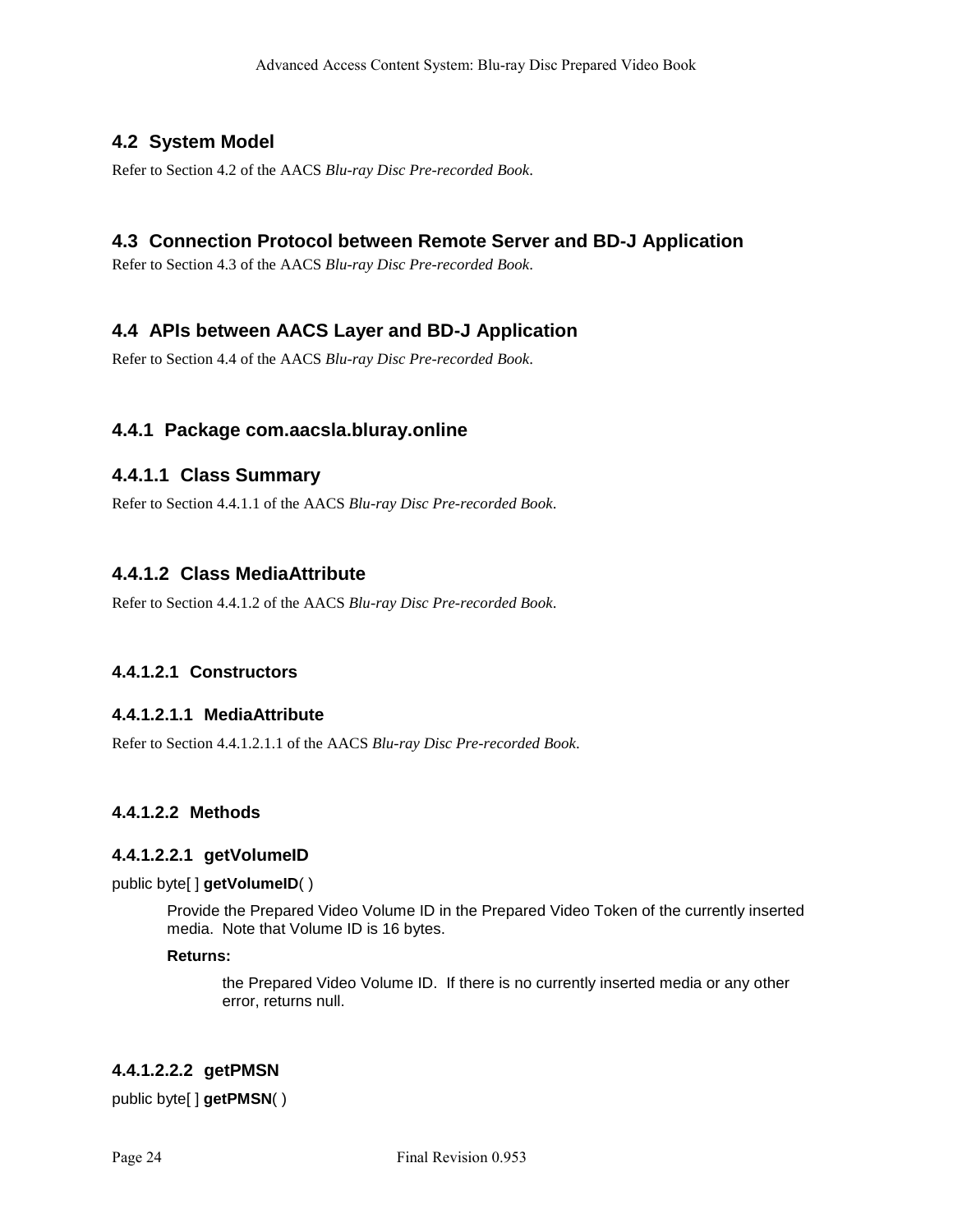## 4.2 System Model

Refer to Section 4.2 of the AACS *Blu-ray Disc Pre-recorded Book*.

## 4.3 Connection Protocol between Remote Server and BD-J Application

Refer to Section 4.3 of the AACS *Blu-ray Disc Pre-recorded Book*.

## 4.4 APIs between AACS Layer and BD-J Application

Refer to Section 4.4 of the AACS *Blu-ray Disc Pre-recorded Book*.

### 4.4.1 Package com.aacsla.bluray.online

#### 4.4.1.1 Class Summary

Refer to Section 4.4.1.1 of the AACS *Blu-ray Disc Pre-recorded Book*.

#### 4.4.1.2 Class MediaAttribute

Refer to Section 4.4.1.2 of the AACS *Blu-ray Disc Pre-recorded Book*.

##### 4.4.1.2.1 Constructors

###### 4.4.1.2.1.1 MediaAttribute

Refer to Section 4.4.1.2.1.1 of the AACS *Blu-ray Disc Pre-recorded Book*.

##### 4.4.1.2.2 Methods

###### 4.4.1.2.2.1 getVolumeID

public byte[ ] **getVolumeID**( )

> Provide the Prepared Video Volume ID in the Prepared Video Token of the currently inserted media. Note that Volume ID is 16 bytes.
>
> **Returns:**
>
> > the Prepared Video Volume ID. If there is no currently inserted media or any other error, returns null.

###### 4.4.1.2.2.2 getPMSN

public byte[ ] **getPMSN**( )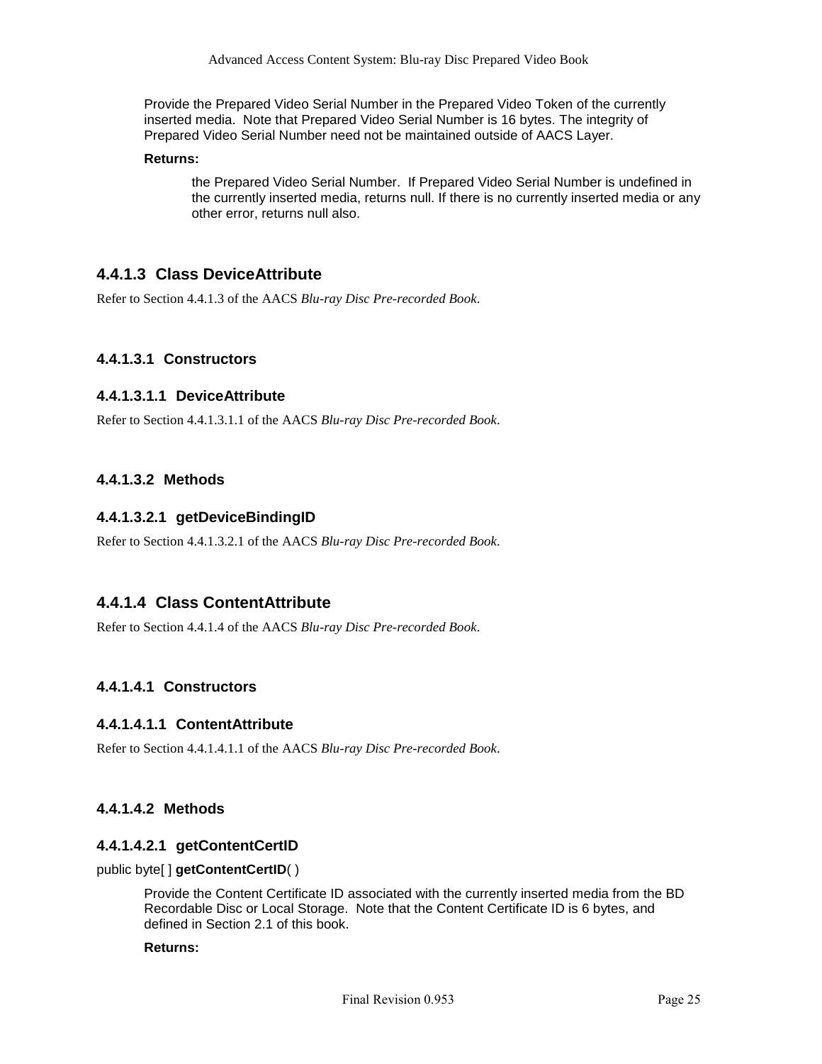Provide the Prepared Video Serial Number in the Prepared Video Token of the currently inserted media. Note that Prepared Video Serial Number is 16 bytes. The integrity of Prepared Video Serial Number need not be maintained outside of AACS Layer.

**Returns:**

the Prepared Video Serial Number. If Prepared Video Serial Number is undefined in the currently inserted media, returns null. If there is no currently inserted media or any other error, returns null also.

### 4.4.1.3 Class DeviceAttribute

Refer to Section 4.4.1.3 of the AACS *Blu-ray Disc Pre-recorded Book*.

#### 4.4.1.3.1 Constructors

##### 4.4.1.3.1.1 DeviceAttribute

Refer to Section 4.4.1.3.1.1 of the AACS *Blu-ray Disc Pre-recorded Book*.

#### 4.4.1.3.2 Methods

##### 4.4.1.3.2.1 getDeviceBindingID

Refer to Section 4.4.1.3.2.1 of the AACS *Blu-ray Disc Pre-recorded Book*.

### 4.4.1.4 Class ContentAttribute

Refer to Section 4.4.1.4 of the AACS *Blu-ray Disc Pre-recorded Book*.

#### 4.4.1.4.1 Constructors

##### 4.4.1.4.1.1 ContentAttribute

Refer to Section 4.4.1.4.1.1 of the AACS *Blu-ray Disc Pre-recorded Book*.

#### 4.4.1.4.2 Methods

##### 4.4.1.4.2.1 getContentCertID

public byte[ ] **getContentCertID**( )

Provide the Content Certificate ID associated with the currently inserted media from the BD Recordable Disc or Local Storage. Note that the Content Certificate ID is 6 bytes, and defined in Section 2.1 of this book.

**Returns:**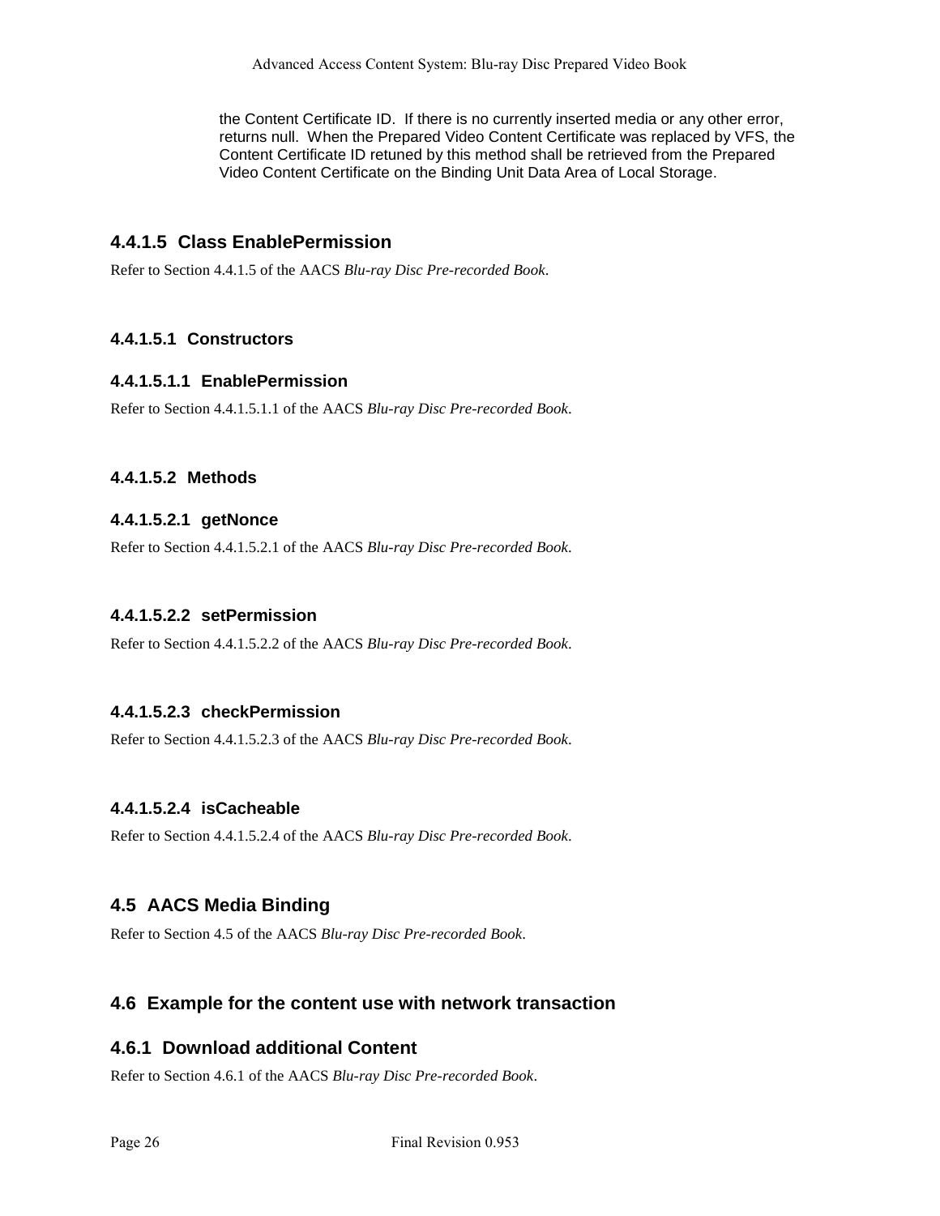the Content Certificate ID. If there is no currently inserted media or any other error, returns null. When the Prepared Video Content Certificate was replaced by VFS, the Content Certificate ID retuned by this method shall be retrieved from the Prepared Video Content Certificate on the Binding Unit Data Area of Local Storage.

#### 4.4.1.5 Class EnablePermission

Refer to Section 4.4.1.5 of the AACS *Blu-ray Disc Pre-recorded Book*.

##### 4.4.1.5.1 Constructors

###### 4.4.1.5.1.1 EnablePermission

Refer to Section 4.4.1.5.1.1 of the AACS *Blu-ray Disc Pre-recorded Book*.

##### 4.4.1.5.2 Methods

###### 4.4.1.5.2.1 getNonce

Refer to Section 4.4.1.5.2.1 of the AACS *Blu-ray Disc Pre-recorded Book*.

###### 4.4.1.5.2.2 setPermission

Refer to Section 4.4.1.5.2.2 of the AACS *Blu-ray Disc Pre-recorded Book*.

###### 4.4.1.5.2.3 checkPermission

Refer to Section 4.4.1.5.2.3 of the AACS *Blu-ray Disc Pre-recorded Book*.

###### 4.4.1.5.2.4 isCacheable

Refer to Section 4.4.1.5.2.4 of the AACS *Blu-ray Disc Pre-recorded Book*.

## 4.5 AACS Media Binding

Refer to Section 4.5 of the AACS *Blu-ray Disc Pre-recorded Book*.

## 4.6 Example for the content use with network transaction

### 4.6.1 Download additional Content

Refer to Section 4.6.1 of the AACS *Blu-ray Disc Pre-recorded Book*.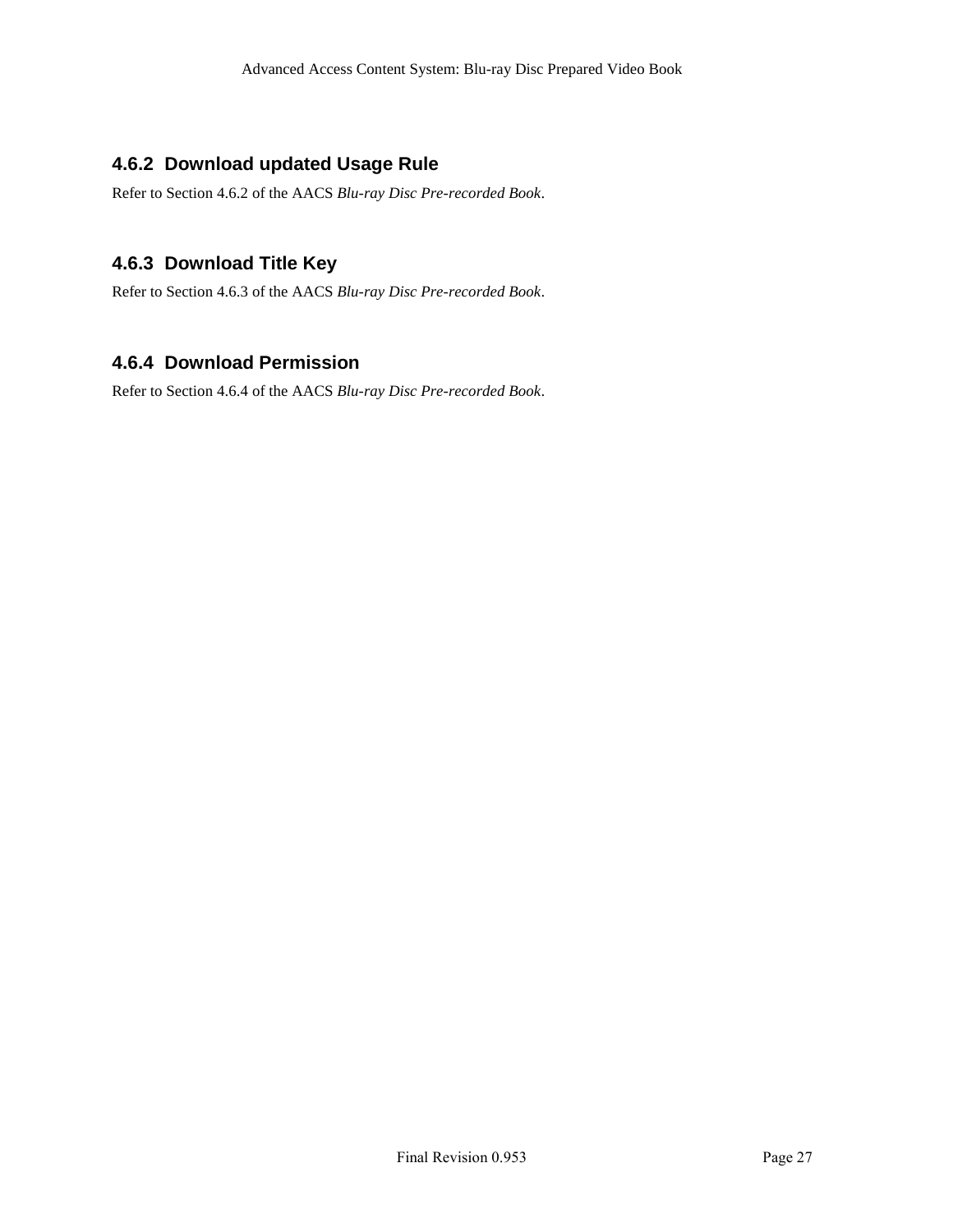### 4.6.2 Download updated Usage Rule

Refer to Section 4.6.2 of the AACS *Blu-ray Disc Pre-recorded Book*.

### 4.6.3 Download Title Key

Refer to Section 4.6.3 of the AACS *Blu-ray Disc Pre-recorded Book*.

### 4.6.4 Download Permission

Refer to Section 4.6.4 of the AACS *Blu-ray Disc Pre-recorded Book*.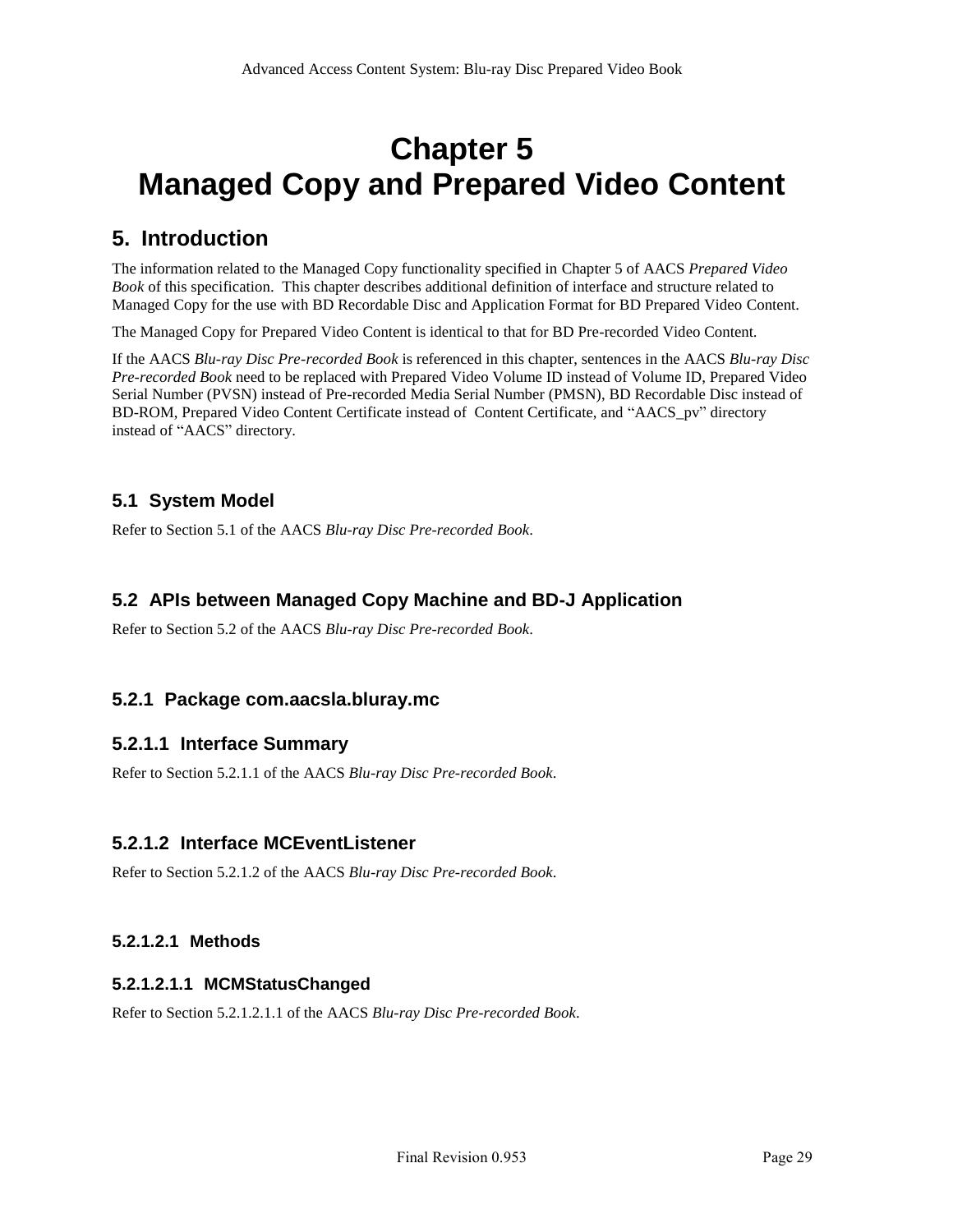# Chapter 5
# Managed Copy and Prepared Video Content

## 5. Introduction

The information related to the Managed Copy functionality specified in Chapter 5 of AACS *Prepared Video Book* of this specification. This chapter describes additional definition of interface and structure related to Managed Copy for the use with BD Recordable Disc and Application Format for BD Prepared Video Content.

The Managed Copy for Prepared Video Content is identical to that for BD Pre-recorded Video Content.

If the AACS *Blu-ray Disc Pre-recorded Book* is referenced in this chapter, sentences in the AACS *Blu-ray Disc Pre-recorded Book* need to be replaced with Prepared Video Volume ID instead of Volume ID, Prepared Video Serial Number (PVSN) instead of Pre-recorded Media Serial Number (PMSN), BD Recordable Disc instead of BD-ROM, Prepared Video Content Certificate instead of Content Certificate, and "AACS_pv" directory instead of "AACS" directory.

### 5.1 System Model

Refer to Section 5.1 of the AACS *Blu-ray Disc Pre-recorded Book*.

### 5.2 APIs between Managed Copy Machine and BD-J Application

Refer to Section 5.2 of the AACS *Blu-ray Disc Pre-recorded Book*.

#### 5.2.1 Package com.aacsla.bluray.mc

##### 5.2.1.1 Interface Summary

Refer to Section 5.2.1.1 of the AACS *Blu-ray Disc Pre-recorded Book*.

##### 5.2.1.2 Interface MCEventListener

Refer to Section 5.2.1.2 of the AACS *Blu-ray Disc Pre-recorded Book*.

###### 5.2.1.2.1 Methods

###### 5.2.1.2.1.1 MCMStatusChanged

Refer to Section 5.2.1.2.1.1 of the AACS *Blu-ray Disc Pre-recorded Book*.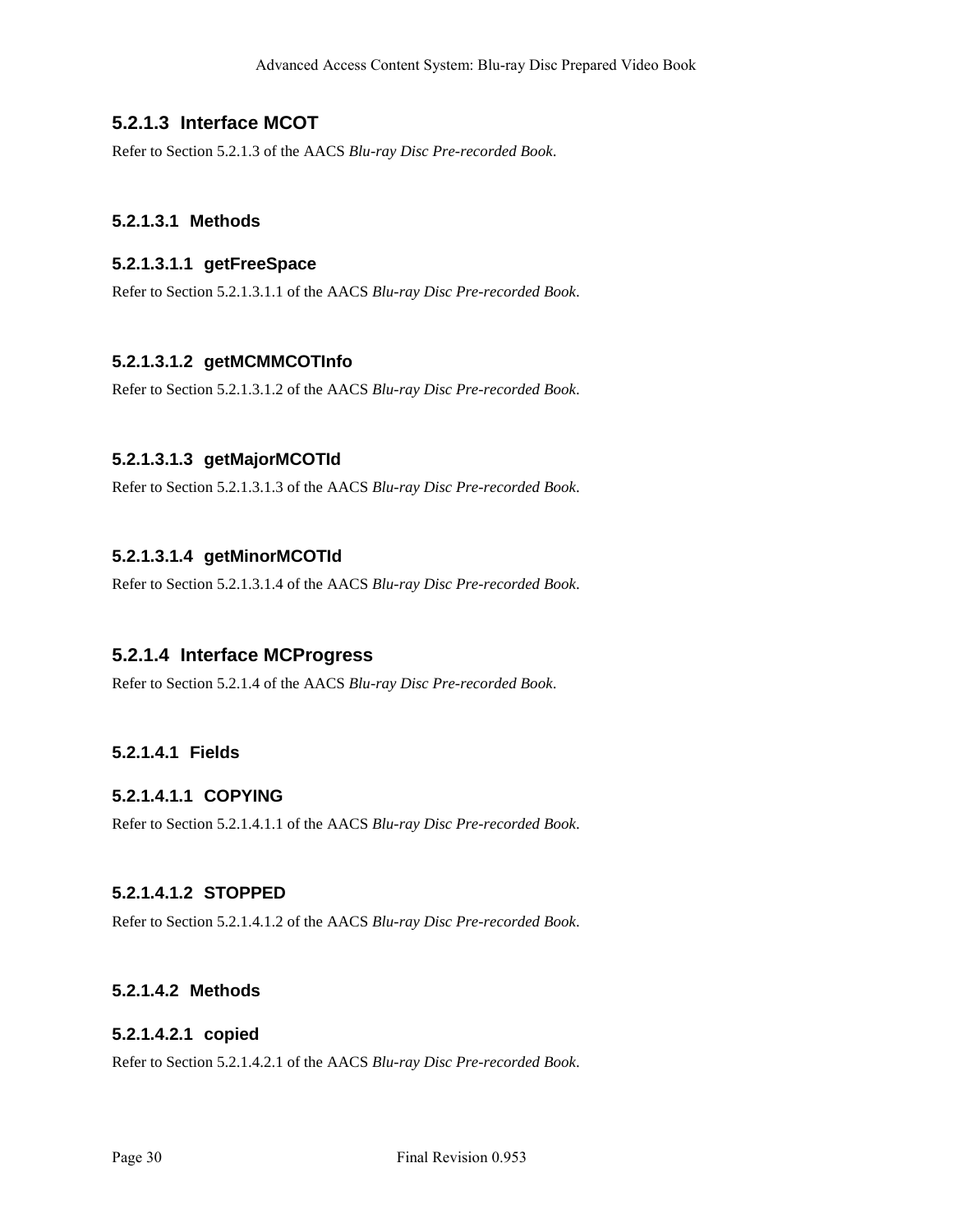### 5.2.1.3 Interface MCOT

Refer to Section 5.2.1.3 of the AACS *Blu-ray Disc Pre-recorded Book*.

#### 5.2.1.3.1 Methods

##### 5.2.1.3.1.1 getFreeSpace

Refer to Section 5.2.1.3.1.1 of the AACS *Blu-ray Disc Pre-recorded Book*.

##### 5.2.1.3.1.2 getMCMMCOTInfo

Refer to Section 5.2.1.3.1.2 of the AACS *Blu-ray Disc Pre-recorded Book*.

##### 5.2.1.3.1.3 getMajorMCOTId

Refer to Section 5.2.1.3.1.3 of the AACS *Blu-ray Disc Pre-recorded Book*.

##### 5.2.1.3.1.4 getMinorMCOTId

Refer to Section 5.2.1.3.1.4 of the AACS *Blu-ray Disc Pre-recorded Book*.

### 5.2.1.4 Interface MCProgress

Refer to Section 5.2.1.4 of the AACS *Blu-ray Disc Pre-recorded Book*.

#### 5.2.1.4.1 Fields

##### 5.2.1.4.1.1 COPYING

Refer to Section 5.2.1.4.1.1 of the AACS *Blu-ray Disc Pre-recorded Book*.

##### 5.2.1.4.1.2 STOPPED

Refer to Section 5.2.1.4.1.2 of the AACS *Blu-ray Disc Pre-recorded Book*.

#### 5.2.1.4.2 Methods

##### 5.2.1.4.2.1 copied

Refer to Section 5.2.1.4.2.1 of the AACS *Blu-ray Disc Pre-recorded Book*.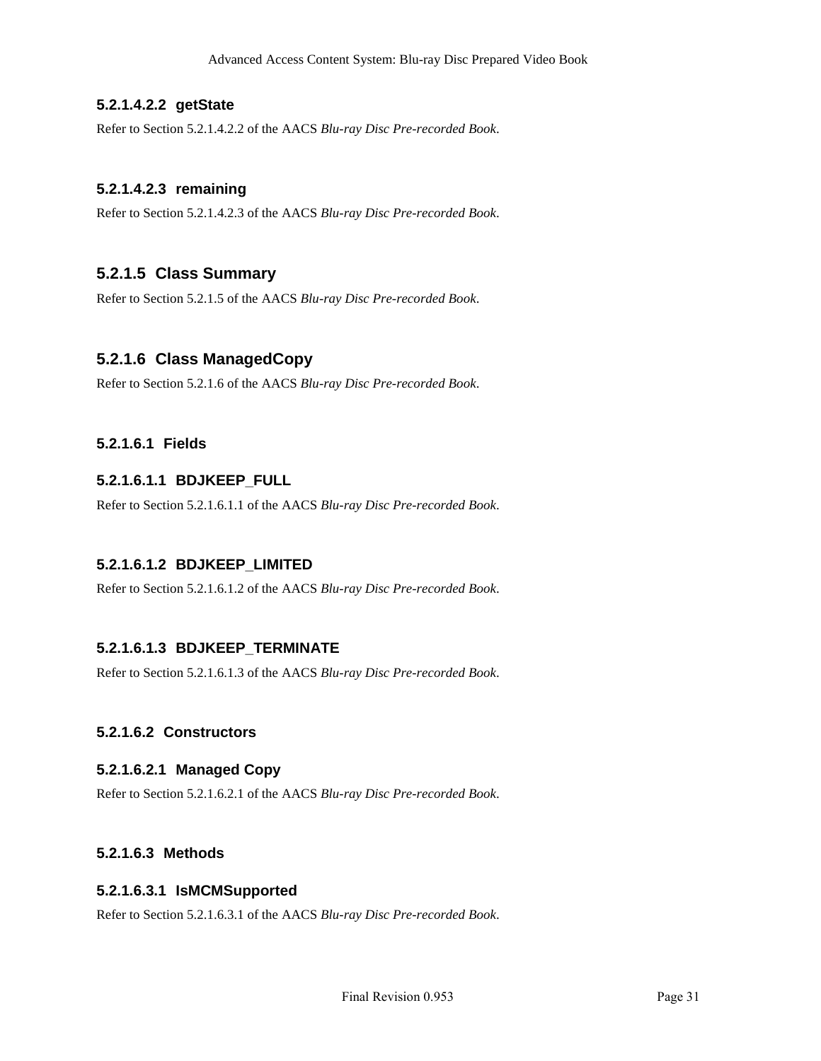##### 5.2.1.4.2.2 getState

Refer to Section 5.2.1.4.2.2 of the AACS *Blu-ray Disc Pre-recorded Book*.

##### 5.2.1.4.2.3 remaining

Refer to Section 5.2.1.4.2.3 of the AACS *Blu-ray Disc Pre-recorded Book*.

### 5.2.1.5 Class Summary

Refer to Section 5.2.1.5 of the AACS *Blu-ray Disc Pre-recorded Book*.

### 5.2.1.6 Class ManagedCopy

Refer to Section 5.2.1.6 of the AACS *Blu-ray Disc Pre-recorded Book*.

#### 5.2.1.6.1 Fields

##### 5.2.1.6.1.1 BDJKEEP_FULL

Refer to Section 5.2.1.6.1.1 of the AACS *Blu-ray Disc Pre-recorded Book*.

##### 5.2.1.6.1.2 BDJKEEP_LIMITED

Refer to Section 5.2.1.6.1.2 of the AACS *Blu-ray Disc Pre-recorded Book*.

##### 5.2.1.6.1.3 BDJKEEP_TERMINATE

Refer to Section 5.2.1.6.1.3 of the AACS *Blu-ray Disc Pre-recorded Book*.

#### 5.2.1.6.2 Constructors

##### 5.2.1.6.2.1 Managed Copy

Refer to Section 5.2.1.6.2.1 of the AACS *Blu-ray Disc Pre-recorded Book*.

#### 5.2.1.6.3 Methods

##### 5.2.1.6.3.1 IsMCMSupported

Refer to Section 5.2.1.6.3.1 of the AACS *Blu-ray Disc Pre-recorded Book*.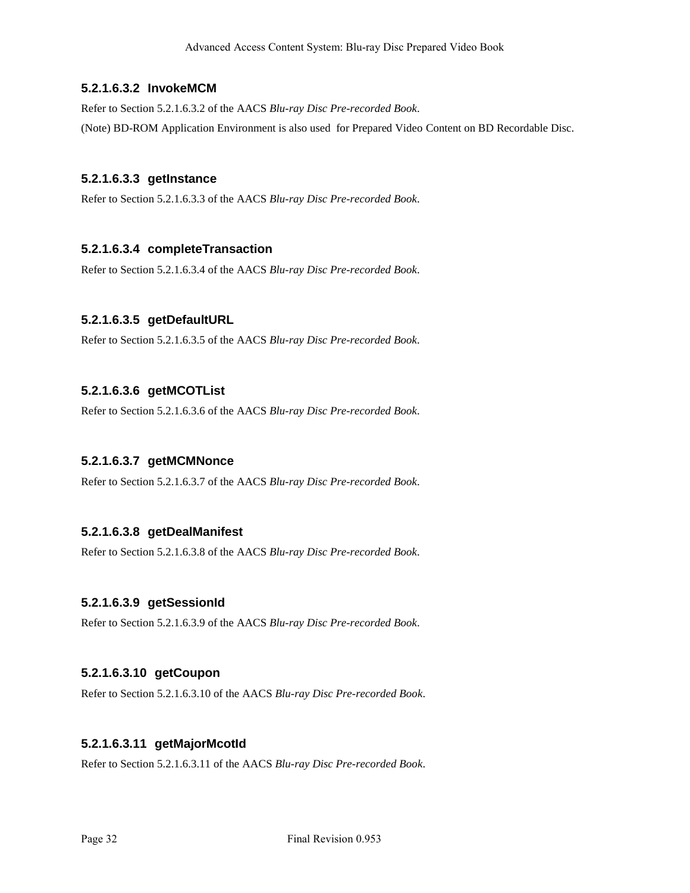##### 5.2.1.6.3.2 InvokeMCM

Refer to Section 5.2.1.6.3.2 of the AACS *Blu-ray Disc Pre-recorded Book*.

(Note) BD-ROM Application Environment is also used for Prepared Video Content on BD Recordable Disc.

##### 5.2.1.6.3.3 getInstance

Refer to Section 5.2.1.6.3.3 of the AACS *Blu-ray Disc Pre-recorded Book*.

##### 5.2.1.6.3.4 completeTransaction

Refer to Section 5.2.1.6.3.4 of the AACS *Blu-ray Disc Pre-recorded Book*.

##### 5.2.1.6.3.5 getDefaultURL

Refer to Section 5.2.1.6.3.5 of the AACS *Blu-ray Disc Pre-recorded Book*.

##### 5.2.1.6.3.6 getMCOTList

Refer to Section 5.2.1.6.3.6 of the AACS *Blu-ray Disc Pre-recorded Book*.

##### 5.2.1.6.3.7 getMCMNonce

Refer to Section 5.2.1.6.3.7 of the AACS *Blu-ray Disc Pre-recorded Book*.

##### 5.2.1.6.3.8 getDealManifest

Refer to Section 5.2.1.6.3.8 of the AACS *Blu-ray Disc Pre-recorded Book*.

##### 5.2.1.6.3.9 getSessionId

Refer to Section 5.2.1.6.3.9 of the AACS *Blu-ray Disc Pre-recorded Book*.

##### 5.2.1.6.3.10 getCoupon

Refer to Section 5.2.1.6.3.10 of the AACS *Blu-ray Disc Pre-recorded Book*.

##### 5.2.1.6.3.11 getMajorMcotId

Refer to Section 5.2.1.6.3.11 of the AACS *Blu-ray Disc Pre-recorded Book*.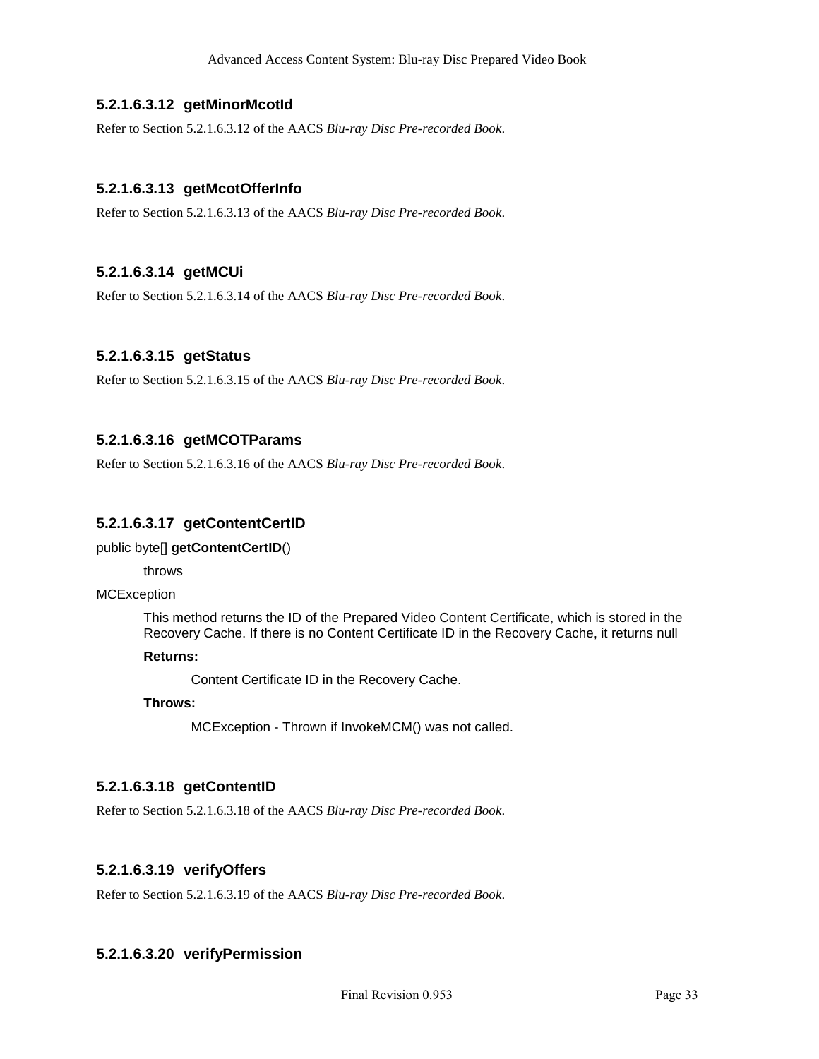#### 5.2.1.6.3.12 getMinorMcotId

Refer to Section 5.2.1.6.3.12 of the AACS *Blu-ray Disc Pre-recorded Book*.

#### 5.2.1.6.3.13 getMcotOfferInfo

Refer to Section 5.2.1.6.3.13 of the AACS *Blu-ray Disc Pre-recorded Book*.

#### 5.2.1.6.3.14 getMCUi

Refer to Section 5.2.1.6.3.14 of the AACS *Blu-ray Disc Pre-recorded Book*.

#### 5.2.1.6.3.15 getStatus

Refer to Section 5.2.1.6.3.15 of the AACS *Blu-ray Disc Pre-recorded Book*.

#### 5.2.1.6.3.16 getMCOTParams

Refer to Section 5.2.1.6.3.16 of the AACS *Blu-ray Disc Pre-recorded Book*.

#### 5.2.1.6.3.17 getContentCertID

public byte[] **getContentCertID**()

throws

MCException

This method returns the ID of the Prepared Video Content Certificate, which is stored in the Recovery Cache. If there is no Content Certificate ID in the Recovery Cache, it returns null

**Returns:**

Content Certificate ID in the Recovery Cache.

**Throws:**

MCException - Thrown if InvokeMCM() was not called.

#### 5.2.1.6.3.18 getContentID

Refer to Section 5.2.1.6.3.18 of the AACS *Blu-ray Disc Pre-recorded Book*.

#### 5.2.1.6.3.19 verifyOffers

Refer to Section 5.2.1.6.3.19 of the AACS *Blu-ray Disc Pre-recorded Book*.

#### 5.2.1.6.3.20 verifyPermission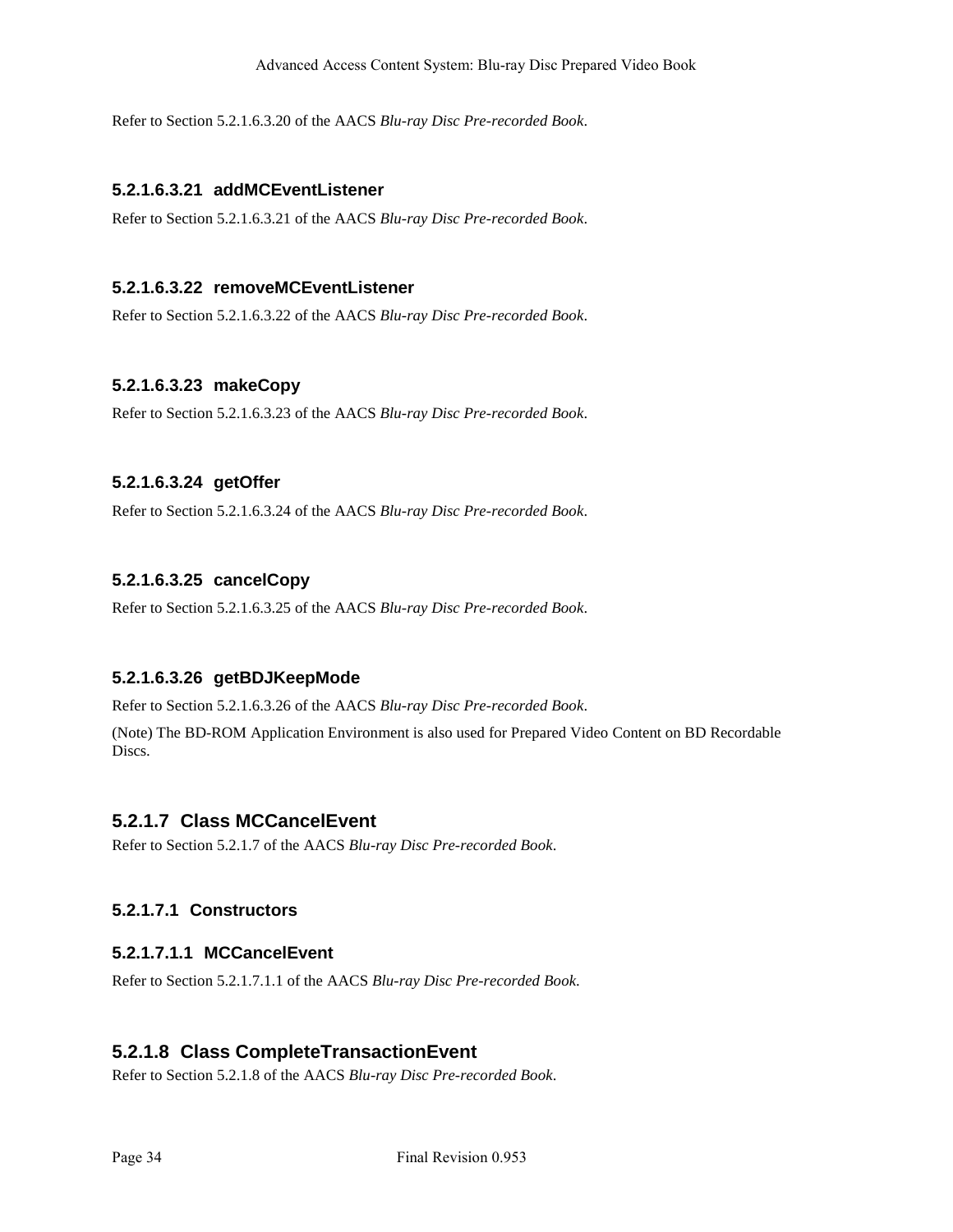Refer to Section 5.2.1.6.3.20 of the AACS *Blu-ray Disc Pre-recorded Book*.

##### 5.2.1.6.3.21 addMCEventListener

Refer to Section 5.2.1.6.3.21 of the AACS *Blu-ray Disc Pre-recorded Book*.

##### 5.2.1.6.3.22 removeMCEventListener

Refer to Section 5.2.1.6.3.22 of the AACS *Blu-ray Disc Pre-recorded Book*.

##### 5.2.1.6.3.23 makeCopy

Refer to Section 5.2.1.6.3.23 of the AACS *Blu-ray Disc Pre-recorded Book*.

##### 5.2.1.6.3.24 getOffer

Refer to Section 5.2.1.6.3.24 of the AACS *Blu-ray Disc Pre-recorded Book*.

##### 5.2.1.6.3.25 cancelCopy

Refer to Section 5.2.1.6.3.25 of the AACS *Blu-ray Disc Pre-recorded Book*.

##### 5.2.1.6.3.26 getBDJKeepMode

Refer to Section 5.2.1.6.3.26 of the AACS *Blu-ray Disc Pre-recorded Book*.

(Note) The BD-ROM Application Environment is also used for Prepared Video Content on BD Recordable Discs.

### 5.2.1.7 Class MCCancelEvent

Refer to Section 5.2.1.7 of the AACS *Blu-ray Disc Pre-recorded Book*.

#### 5.2.1.7.1 Constructors

##### 5.2.1.7.1.1 MCCancelEvent

Refer to Section 5.2.1.7.1.1 of the AACS *Blu-ray Disc Pre-recorded Book*.

### 5.2.1.8 Class CompleteTransactionEvent

Refer to Section 5.2.1.8 of the AACS *Blu-ray Disc Pre-recorded Book*.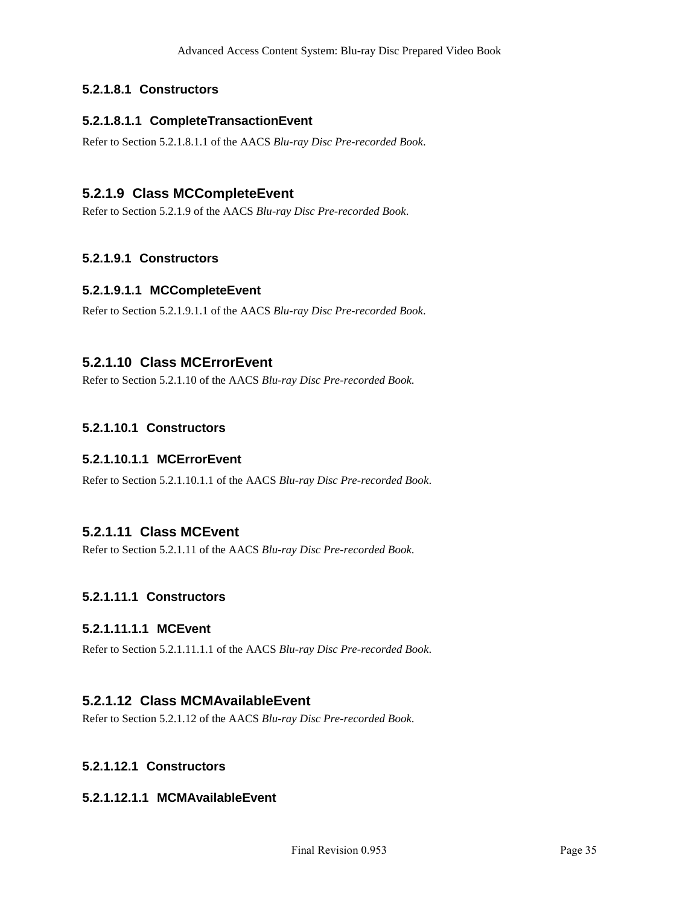##### 5.2.1.8.1 Constructors

###### 5.2.1.8.1.1 CompleteTransactionEvent

Refer to Section 5.2.1.8.1.1 of the AACS *Blu-ray Disc Pre-recorded Book*.

#### 5.2.1.9 Class MCCompleteEvent

Refer to Section 5.2.1.9 of the AACS *Blu-ray Disc Pre-recorded Book*.

##### 5.2.1.9.1 Constructors

###### 5.2.1.9.1.1 MCCompleteEvent

Refer to Section 5.2.1.9.1.1 of the AACS *Blu-ray Disc Pre-recorded Book*.

#### 5.2.1.10 Class MCErrorEvent

Refer to Section 5.2.1.10 of the AACS *Blu-ray Disc Pre-recorded Book.*

##### 5.2.1.10.1 Constructors

###### 5.2.1.10.1.1 MCErrorEvent

Refer to Section 5.2.1.10.1.1 of the AACS *Blu-ray Disc Pre-recorded Book*.

#### 5.2.1.11 Class MCEvent

Refer to Section 5.2.1.11 of the AACS *Blu-ray Disc Pre-recorded Book.*

##### 5.2.1.11.1 Constructors

###### 5.2.1.11.1.1 MCEvent

Refer to Section 5.2.1.11.1.1 of the AACS *Blu-ray Disc Pre-recorded Book*.

#### 5.2.1.12 Class MCMAvailableEvent

Refer to Section 5.2.1.12 of the AACS *Blu-ray Disc Pre-recorded Book.*

##### 5.2.1.12.1 Constructors

###### 5.2.1.12.1.1 MCMAvailableEvent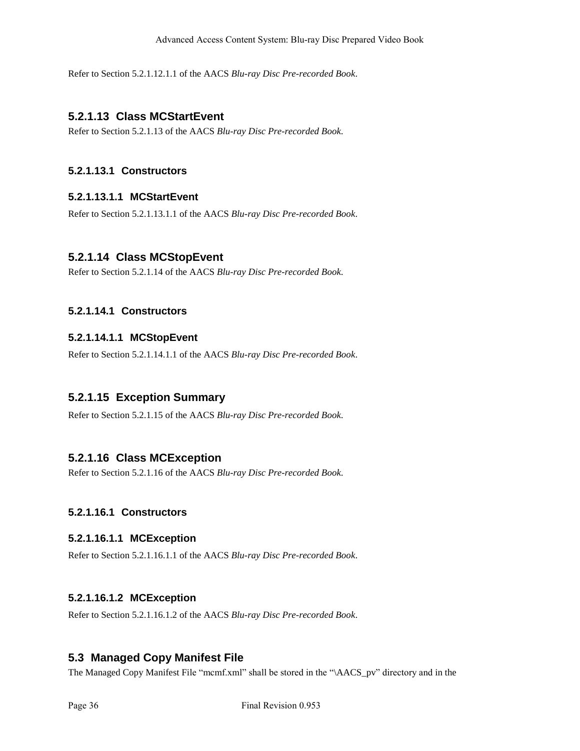Refer to Section 5.2.1.12.1.1 of the AACS *Blu-ray Disc Pre-recorded Book*.

### 5.2.1.13 Class MCStartEvent

Refer to Section 5.2.1.13 of the AACS *Blu-ray Disc Pre-recorded Book*.

#### 5.2.1.13.1 Constructors

##### 5.2.1.13.1.1 MCStartEvent

Refer to Section 5.2.1.13.1.1 of the AACS *Blu-ray Disc Pre-recorded Book*.

### 5.2.1.14 Class MCStopEvent

Refer to Section 5.2.1.14 of the AACS *Blu-ray Disc Pre-recorded Book*.

#### 5.2.1.14.1 Constructors

##### 5.2.1.14.1.1 MCStopEvent

Refer to Section 5.2.1.14.1.1 of the AACS *Blu-ray Disc Pre-recorded Book*.

### 5.2.1.15 Exception Summary

Refer to Section 5.2.1.15 of the AACS *Blu-ray Disc Pre-recorded Book*.

### 5.2.1.16 Class MCException

Refer to Section 5.2.1.16 of the AACS *Blu-ray Disc Pre-recorded Book*.

#### 5.2.1.16.1 Constructors

##### 5.2.1.16.1.1 MCException

Refer to Section 5.2.1.16.1.1 of the AACS *Blu-ray Disc Pre-recorded Book*.

##### 5.2.1.16.1.2 MCException

Refer to Section 5.2.1.16.1.2 of the AACS *Blu-ray Disc Pre-recorded Book*.

## 5.3 Managed Copy Manifest File

The Managed Copy Manifest File “mcmf.xml” shall be stored in the “\AACS_pv” directory and in the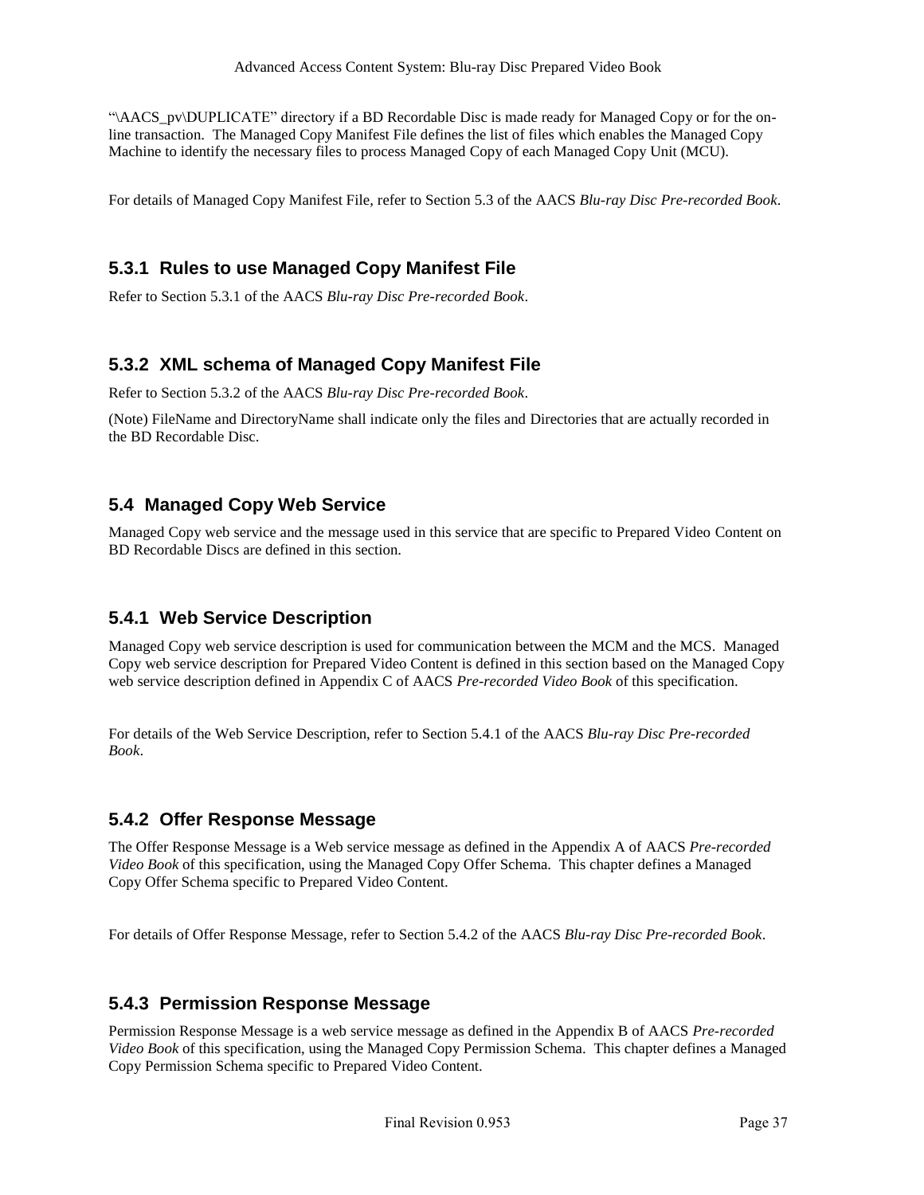"\AACS_pv\DUPLICATE" directory if a BD Recordable Disc is made ready for Managed Copy or for the on-line transaction. The Managed Copy Manifest File defines the list of files which enables the Managed Copy Machine to identify the necessary files to process Managed Copy of each Managed Copy Unit (MCU).

For details of Managed Copy Manifest File, refer to Section 5.3 of the AACS *Blu-ray Disc Pre-recorded Book*.

### 5.3.1 Rules to use Managed Copy Manifest File

Refer to Section 5.3.1 of the AACS *Blu-ray Disc Pre-recorded Book*.

### 5.3.2 XML schema of Managed Copy Manifest File

Refer to Section 5.3.2 of the AACS *Blu-ray Disc Pre-recorded Book*.

(Note) FileName and DirectoryName shall indicate only the files and Directories that are actually recorded in the BD Recordable Disc.

## 5.4 Managed Copy Web Service

Managed Copy web service and the message used in this service that are specific to Prepared Video Content on BD Recordable Discs are defined in this section.

### 5.4.1 Web Service Description

Managed Copy web service description is used for communication between the MCM and the MCS. Managed Copy web service description for Prepared Video Content is defined in this section based on the Managed Copy web service description defined in Appendix C of AACS *Pre-recorded Video Book* of this specification.

For details of the Web Service Description, refer to Section 5.4.1 of the AACS *Blu-ray Disc Pre-recorded Book*.

### 5.4.2 Offer Response Message

The Offer Response Message is a Web service message as defined in the Appendix A of AACS *Pre-recorded Video Book* of this specification, using the Managed Copy Offer Schema. This chapter defines a Managed Copy Offer Schema specific to Prepared Video Content.

For details of Offer Response Message, refer to Section 5.4.2 of the AACS *Blu-ray Disc Pre-recorded Book*.

### 5.4.3 Permission Response Message

Permission Response Message is a web service message as defined in the Appendix B of AACS *Pre-recorded Video Book* of this specification, using the Managed Copy Permission Schema. This chapter defines a Managed Copy Permission Schema specific to Prepared Video Content.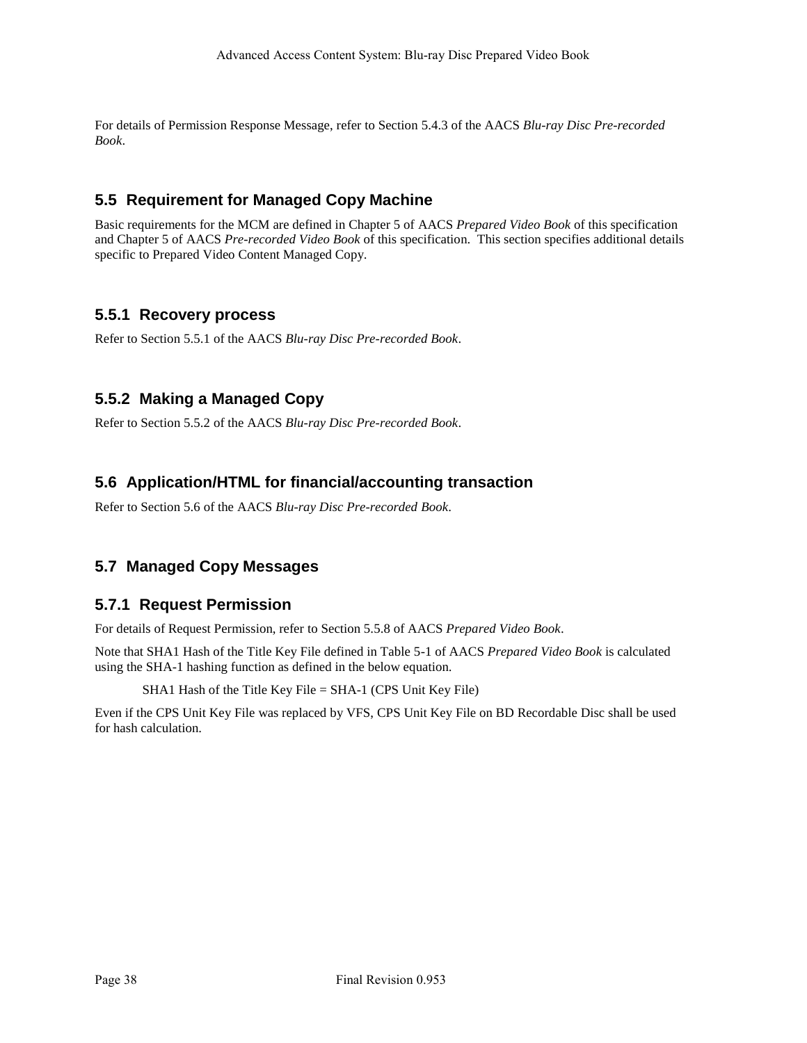For details of Permission Response Message, refer to Section 5.4.3 of the AACS *Blu-ray Disc Pre-recorded Book*.

## 5.5 Requirement for Managed Copy Machine

Basic requirements for the MCM are defined in Chapter 5 of AACS *Prepared Video Book* of this specification and Chapter 5 of AACS *Pre-recorded Video Book* of this specification. This section specifies additional details specific to Prepared Video Content Managed Copy.

### 5.5.1 Recovery process

Refer to Section 5.5.1 of the AACS *Blu-ray Disc Pre-recorded Book*.

### 5.5.2 Making a Managed Copy

Refer to Section 5.5.2 of the AACS *Blu-ray Disc Pre-recorded Book*.

## 5.6 Application/HTML for financial/accounting transaction

Refer to Section 5.6 of the AACS *Blu-ray Disc Pre-recorded Book*.

## 5.7 Managed Copy Messages

### 5.7.1 Request Permission

For details of Request Permission, refer to Section 5.5.8 of AACS *Prepared Video Book*.

Note that SHA1 Hash of the Title Key File defined in Table 5-1 of AACS *Prepared Video Book* is calculated using the SHA-1 hashing function as defined in the below equation.

SHA1 Hash of the Title Key File = SHA-1 (CPS Unit Key File)

Even if the CPS Unit Key File was replaced by VFS, CPS Unit Key File on BD Recordable Disc shall be used for hash calculation.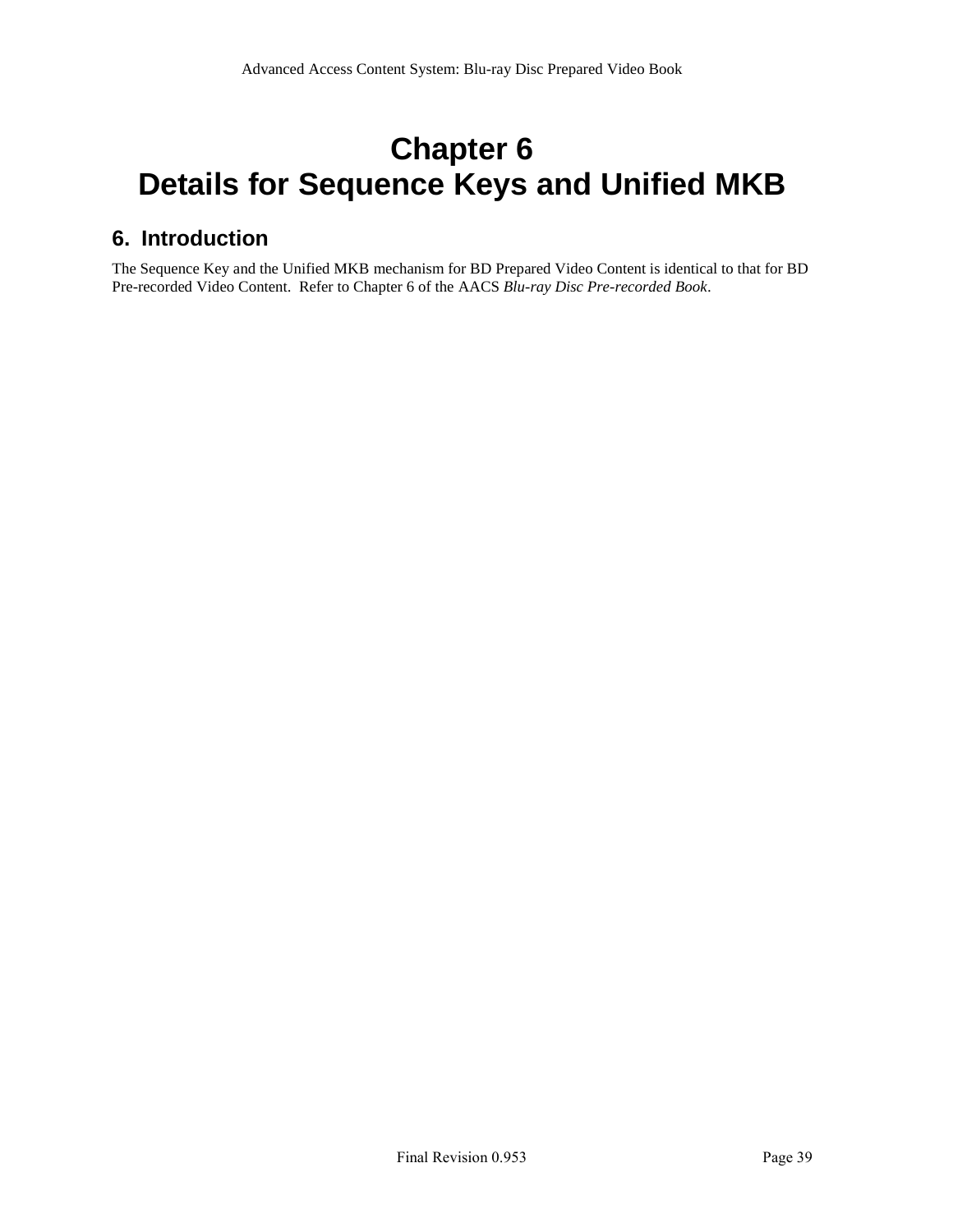# Chapter 6
# Details for Sequence Keys and Unified MKB

## 6. Introduction

The Sequence Key and the Unified MKB mechanism for BD Prepared Video Content is identical to that for BD Pre-recorded Video Content. Refer to Chapter 6 of the AACS *Blu-ray Disc Pre-recorded Book*.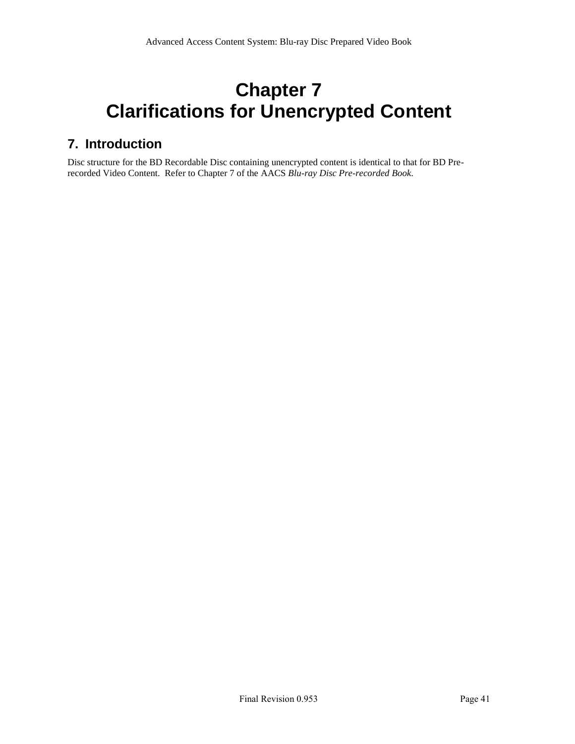# Chapter 7
# Clarifications for Unencrypted Content

## 7. Introduction

Disc structure for the BD Recordable Disc containing unencrypted content is identical to that for BD Pre-recorded Video Content. Refer to Chapter 7 of the AACS *Blu-ray Disc Pre-recorded Book*.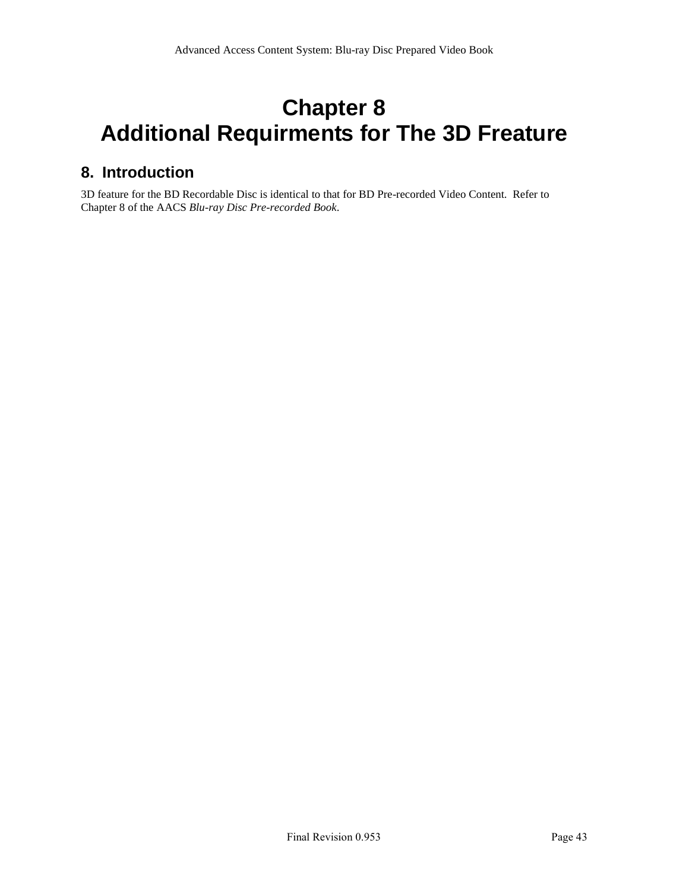# Chapter 8
# Additional Requirments for The 3D Freature

## 8. Introduction

3D feature for the BD Recordable Disc is identical to that for BD Pre-recorded Video Content. Refer to Chapter 8 of the AACS *Blu-ray Disc Pre-recorded Book*.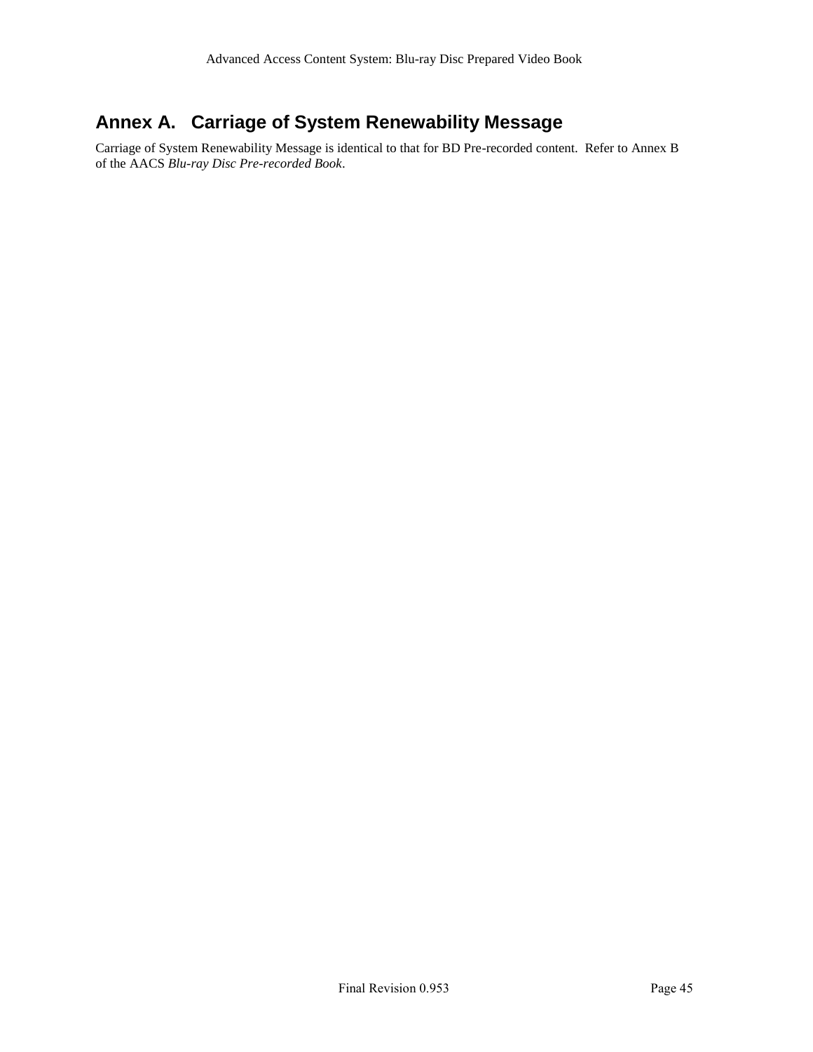# Annex A. Carriage of System Renewability Message

Carriage of System Renewability Message is identical to that for BD Pre-recorded content. Refer to Annex B of the AACS *Blu-ray Disc Pre-recorded Book*.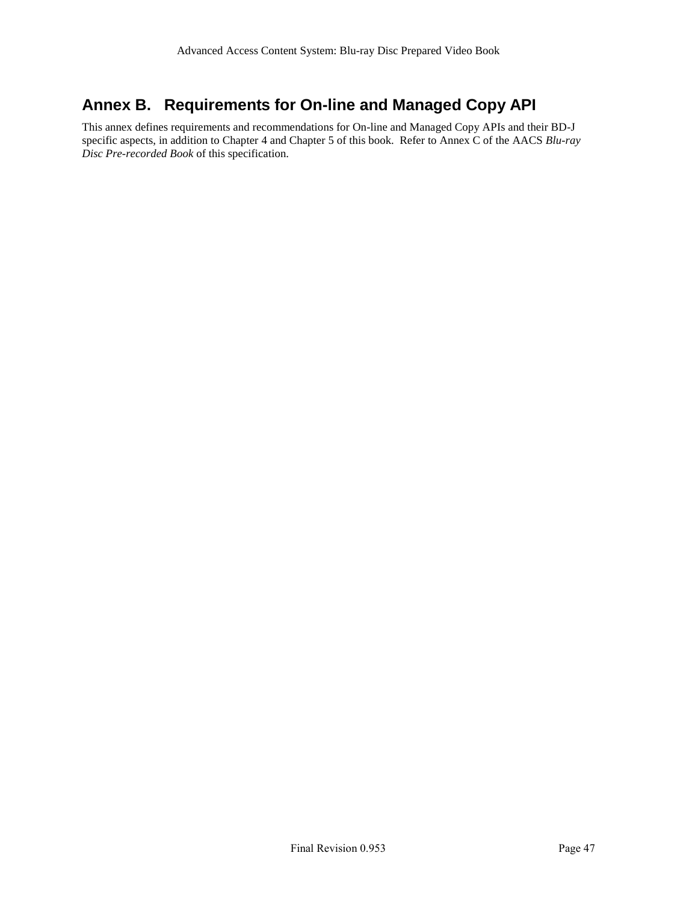# Annex B. Requirements for On-line and Managed Copy API

This annex defines requirements and recommendations for On-line and Managed Copy APIs and their BD-J specific aspects, in addition to Chapter 4 and Chapter 5 of this book. Refer to Annex C of the AACS *Blu-ray Disc Pre-recorded Book* of this specification.